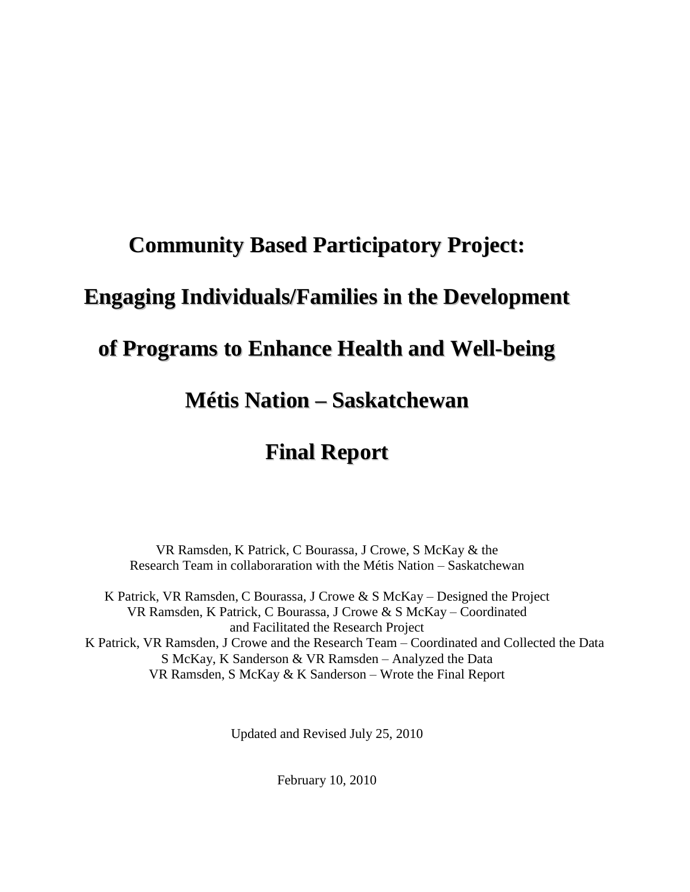# Community Based Participatory Project:

# Engaging Individuals/Families in the Development of Programs to Enhance Health and Well-being

# Métis Nation – Saskatchewan

# Final Report

VR Ramsden, K Patrick, C Bourassa, J Crowe, S McKay & the Research Team in collaboraration with the Métis Nation – Saskatchewan

K Patrick, VR Ramsden, C Bourassa, J Crowe & S McKay – Designed the Project
VR Ramsden, K Patrick, C Bourassa, J Crowe & S McKay – Coordinated and Facilitated the Research Project
K Patrick, VR Ramsden, J Crowe and the Research Team – Coordinated and Collected the Data
S McKay, K Sanderson & VR Ramsden – Analyzed the Data
VR Ramsden, S McKay & K Sanderson – Wrote the Final Report

Updated and Revised July 25, 2010

February 10, 2010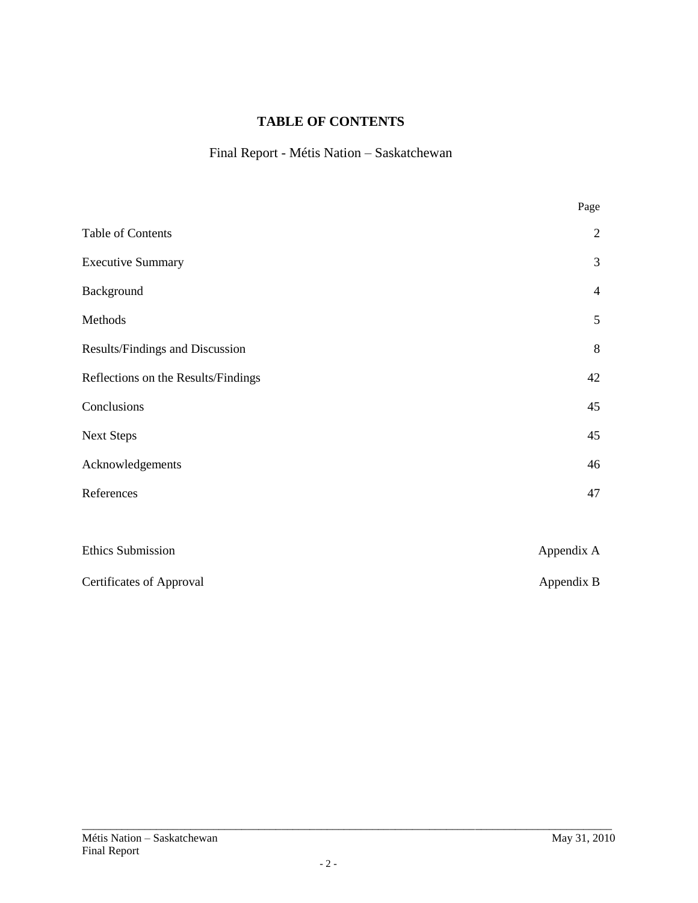# TABLE OF CONTENTS

## Final Report - Métis Nation – Saskatchewan

| | Page |
|---|---|
| Table of Contents | 2 |
| Executive Summary | 3 |
| Background | 4 |
| Methods | 5 |
| Results/Findings and Discussion | 8 |
| Reflections on the Results/Findings | 42 |
| Conclusions | 45 |
| Next Steps | 45 |
| Acknowledgements | 46 |
| References | 47 |
| Ethics Submission | Appendix A |
| Certificates of Approval | Appendix B |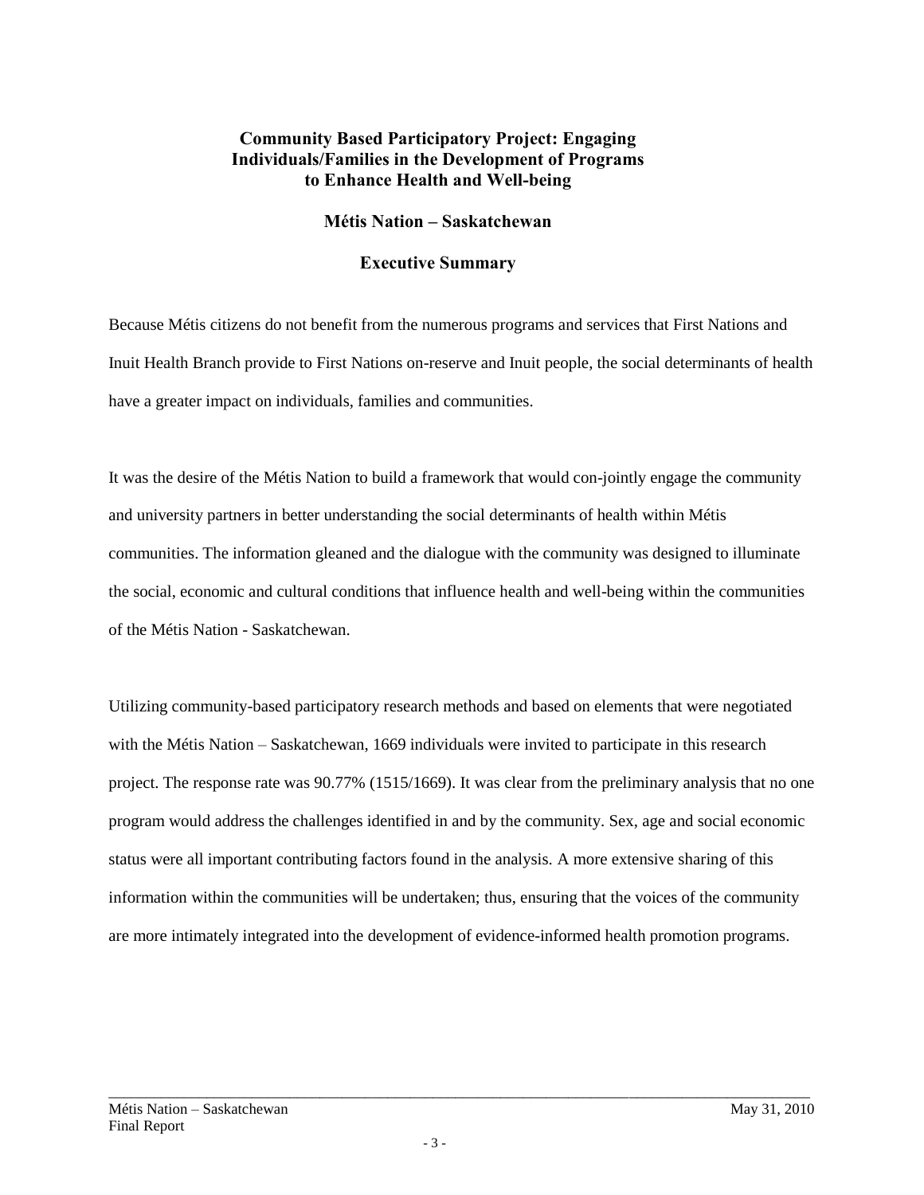# Community Based Participatory Project: Engaging Individuals/Families in the Development of Programs to Enhance Health and Well-being

## Métis Nation – Saskatchewan

## Executive Summary

Because Métis citizens do not benefit from the numerous programs and services that First Nations and Inuit Health Branch provide to First Nations on-reserve and Inuit people, the social determinants of health have a greater impact on individuals, families and communities.

It was the desire of the Métis Nation to build a framework that would con-jointly engage the community and university partners in better understanding the social determinants of health within Métis communities. The information gleaned and the dialogue with the community was designed to illuminate the social, economic and cultural conditions that influence health and well-being within the communities of the Métis Nation - Saskatchewan.

Utilizing community-based participatory research methods and based on elements that were negotiated with the Métis Nation – Saskatchewan, 1669 individuals were invited to participate in this research project. The response rate was 90.77% (1515/1669). It was clear from the preliminary analysis that no one program would address the challenges identified in and by the community. Sex, age and social economic status were all important contributing factors found in the analysis. A more extensive sharing of this information within the communities will be undertaken; thus, ensuring that the voices of the community are more intimately integrated into the development of evidence-informed health promotion programs.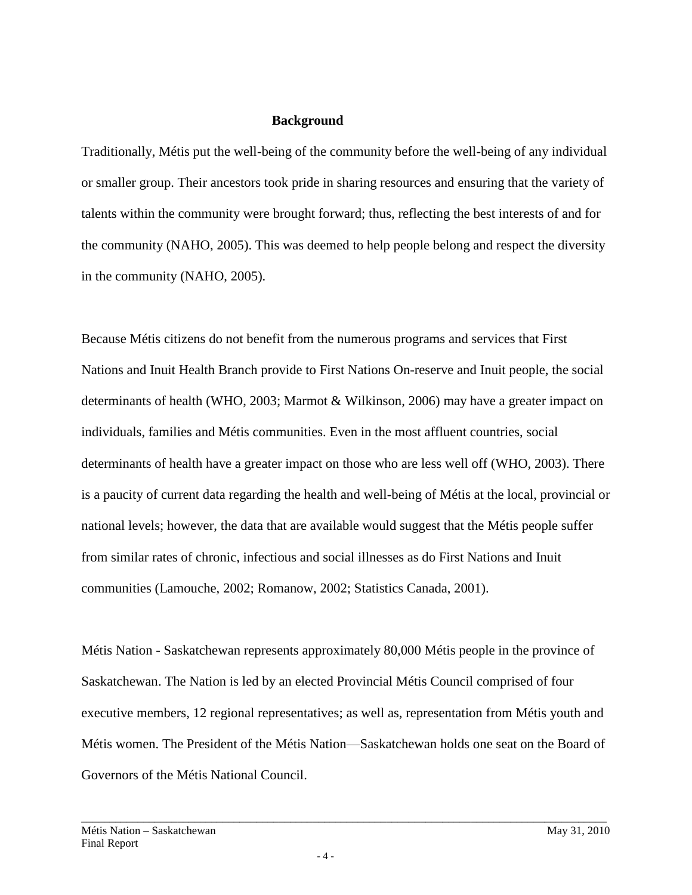## Background

Traditionally, Métis put the well-being of the community before the well-being of any individual or smaller group. Their ancestors took pride in sharing resources and ensuring that the variety of talents within the community were brought forward; thus, reflecting the best interests of and for the community (NAHO, 2005). This was deemed to help people belong and respect the diversity in the community (NAHO, 2005).

Because Métis citizens do not benefit from the numerous programs and services that First Nations and Inuit Health Branch provide to First Nations On-reserve and Inuit people, the social determinants of health (WHO, 2003; Marmot & Wilkinson, 2006) may have a greater impact on individuals, families and Métis communities. Even in the most affluent countries, social determinants of health have a greater impact on those who are less well off (WHO, 2003). There is a paucity of current data regarding the health and well-being of Métis at the local, provincial or national levels; however, the data that are available would suggest that the Métis people suffer from similar rates of chronic, infectious and social illnesses as do First Nations and Inuit communities (Lamouche, 2002; Romanow, 2002; Statistics Canada, 2001).

Métis Nation - Saskatchewan represents approximately 80,000 Métis people in the province of Saskatchewan. The Nation is led by an elected Provincial Métis Council comprised of four executive members, 12 regional representatives; as well as, representation from Métis youth and Métis women. The President of the Métis Nation—Saskatchewan holds one seat on the Board of Governors of the Métis National Council.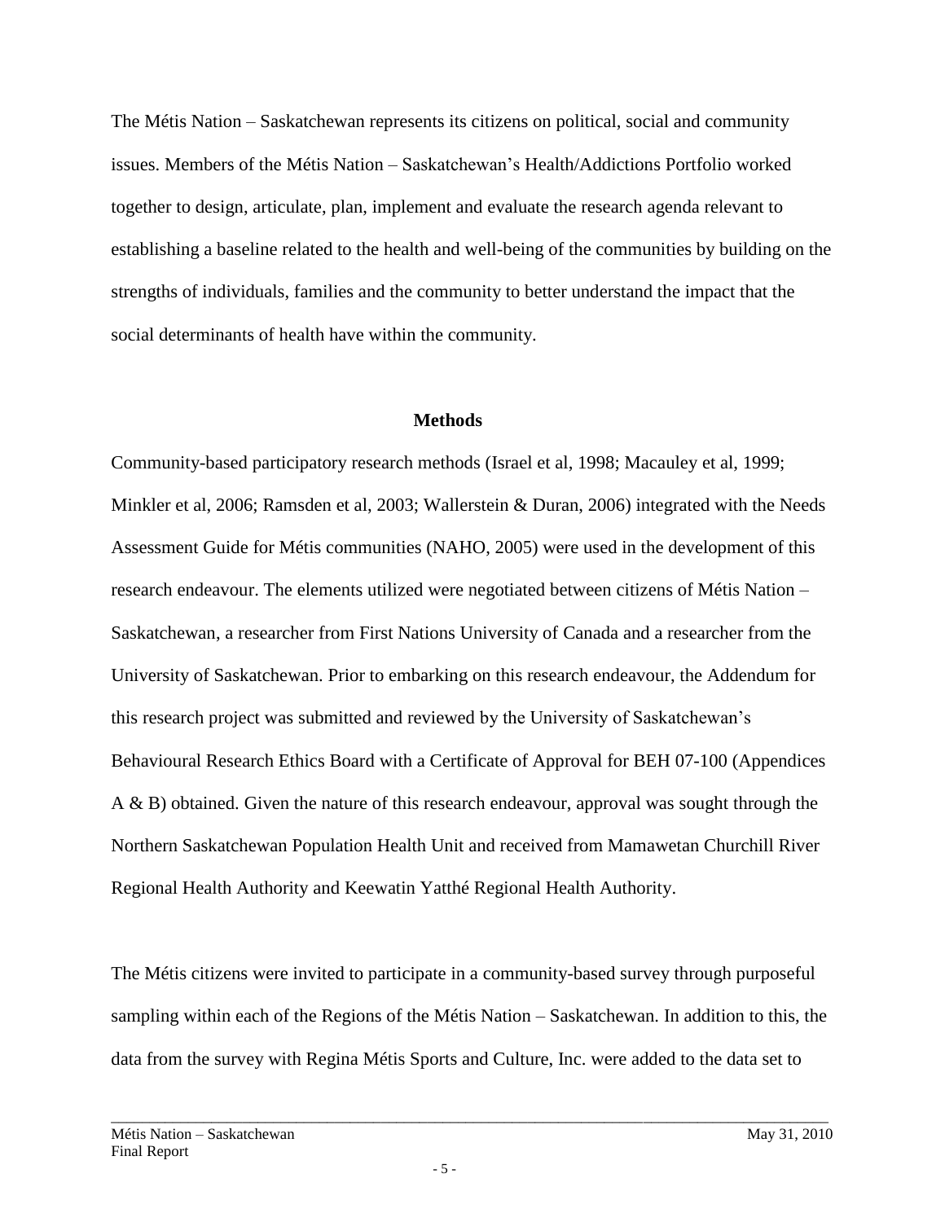The Métis Nation – Saskatchewan represents its citizens on political, social and community issues. Members of the Métis Nation – Saskatchewan's Health/Addictions Portfolio worked together to design, articulate, plan, implement and evaluate the research agenda relevant to establishing a baseline related to the health and well-being of the communities by building on the strengths of individuals, families and the community to better understand the impact that the social determinants of health have within the community.

## Methods

Community-based participatory research methods (Israel et al, 1998; Macauley et al, 1999; Minkler et al, 2006; Ramsden et al, 2003; Wallerstein & Duran, 2006) integrated with the Needs Assessment Guide for Métis communities (NAHO, 2005) were used in the development of this research endeavour. The elements utilized were negotiated between citizens of Métis Nation – Saskatchewan, a researcher from First Nations University of Canada and a researcher from the University of Saskatchewan. Prior to embarking on this research endeavour, the Addendum for this research project was submitted and reviewed by the University of Saskatchewan's Behavioural Research Ethics Board with a Certificate of Approval for BEH 07-100 (Appendices A & B) obtained. Given the nature of this research endeavour, approval was sought through the Northern Saskatchewan Population Health Unit and received from Mamawetan Churchill River Regional Health Authority and Keewatin Yatthé Regional Health Authority.

The Métis citizens were invited to participate in a community-based survey through purposeful sampling within each of the Regions of the Métis Nation – Saskatchewan. In addition to this, the data from the survey with Regina Métis Sports and Culture, Inc. were added to the data set to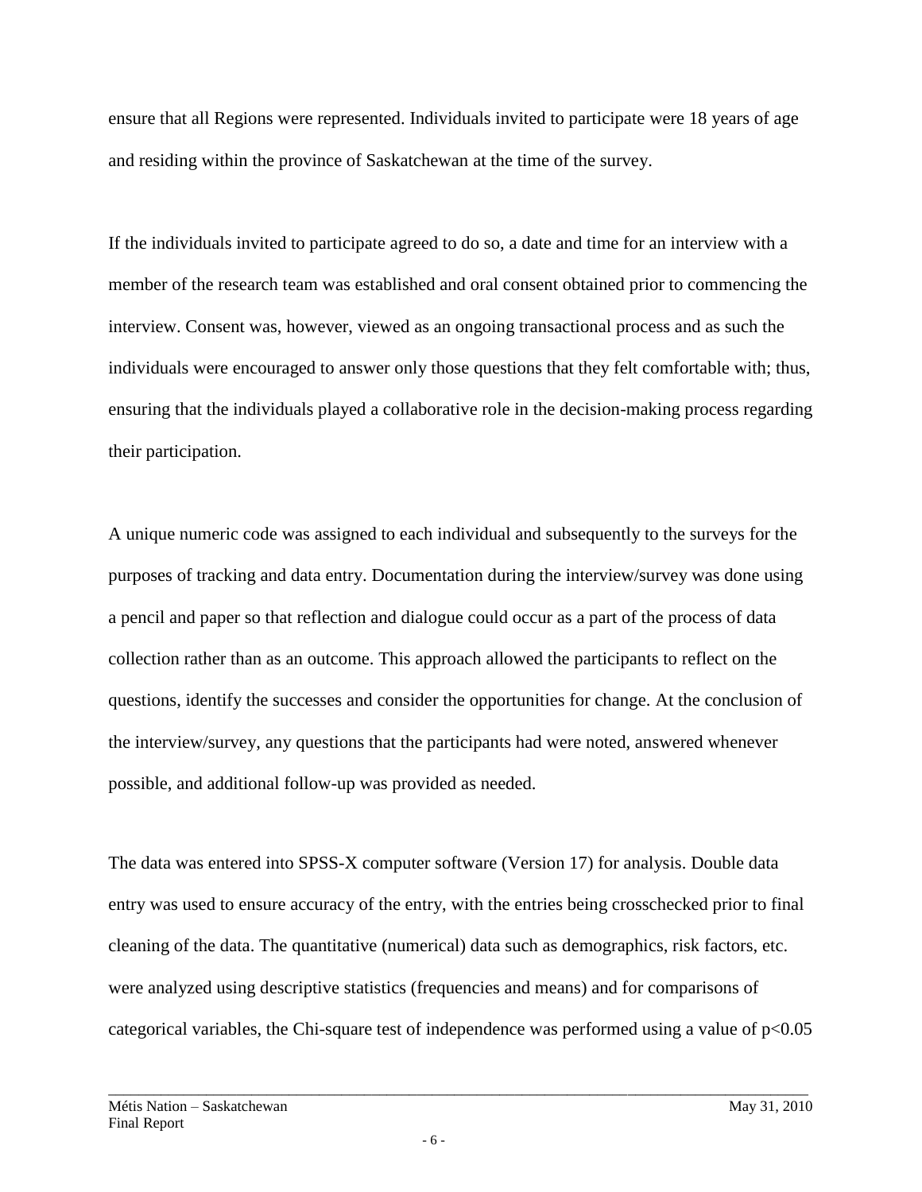ensure that all Regions were represented. Individuals invited to participate were 18 years of age and residing within the province of Saskatchewan at the time of the survey.

If the individuals invited to participate agreed to do so, a date and time for an interview with a member of the research team was established and oral consent obtained prior to commencing the interview. Consent was, however, viewed as an ongoing transactional process and as such the individuals were encouraged to answer only those questions that they felt comfortable with; thus, ensuring that the individuals played a collaborative role in the decision-making process regarding their participation.

A unique numeric code was assigned to each individual and subsequently to the surveys for the purposes of tracking and data entry. Documentation during the interview/survey was done using a pencil and paper so that reflection and dialogue could occur as a part of the process of data collection rather than as an outcome. This approach allowed the participants to reflect on the questions, identify the successes and consider the opportunities for change. At the conclusion of the interview/survey, any questions that the participants had were noted, answered whenever possible, and additional follow-up was provided as needed.

The data was entered into SPSS-X computer software (Version 17) for analysis. Double data entry was used to ensure accuracy of the entry, with the entries being crosschecked prior to final cleaning of the data. The quantitative (numerical) data such as demographics, risk factors, etc. were analyzed using descriptive statistics (frequencies and means) and for comparisons of categorical variables, the Chi-square test of independence was performed using a value of $p<0.05$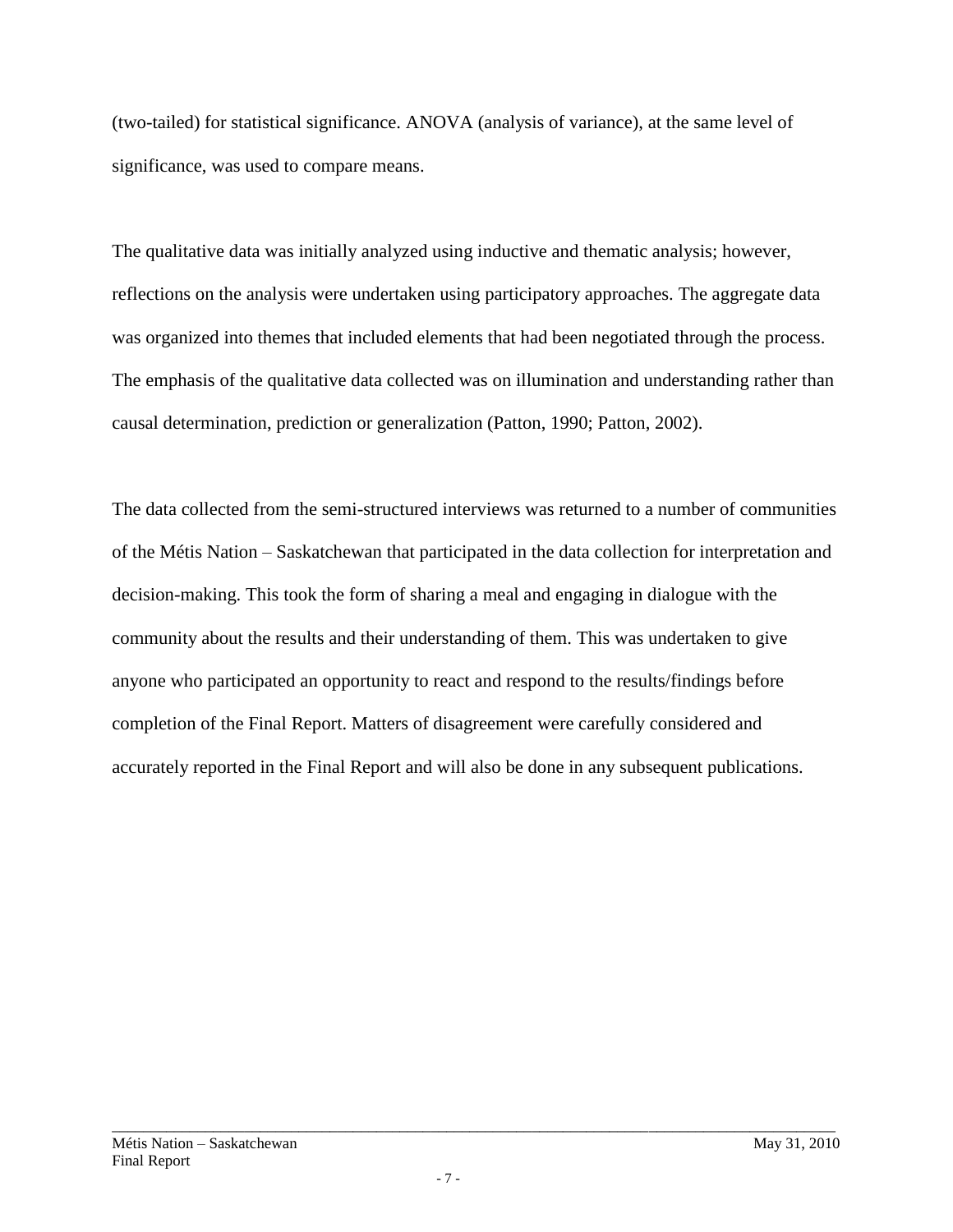(two-tailed) for statistical significance. ANOVA (analysis of variance), at the same level of significance, was used to compare means.

The qualitative data was initially analyzed using inductive and thematic analysis; however, reflections on the analysis were undertaken using participatory approaches. The aggregate data was organized into themes that included elements that had been negotiated through the process. The emphasis of the qualitative data collected was on illumination and understanding rather than causal determination, prediction or generalization (Patton, 1990; Patton, 2002).

The data collected from the semi-structured interviews was returned to a number of communities of the Métis Nation – Saskatchewan that participated in the data collection for interpretation and decision-making. This took the form of sharing a meal and engaging in dialogue with the community about the results and their understanding of them. This was undertaken to give anyone who participated an opportunity to react and respond to the results/findings before completion of the Final Report. Matters of disagreement were carefully considered and accurately reported in the Final Report and will also be done in any subsequent publications.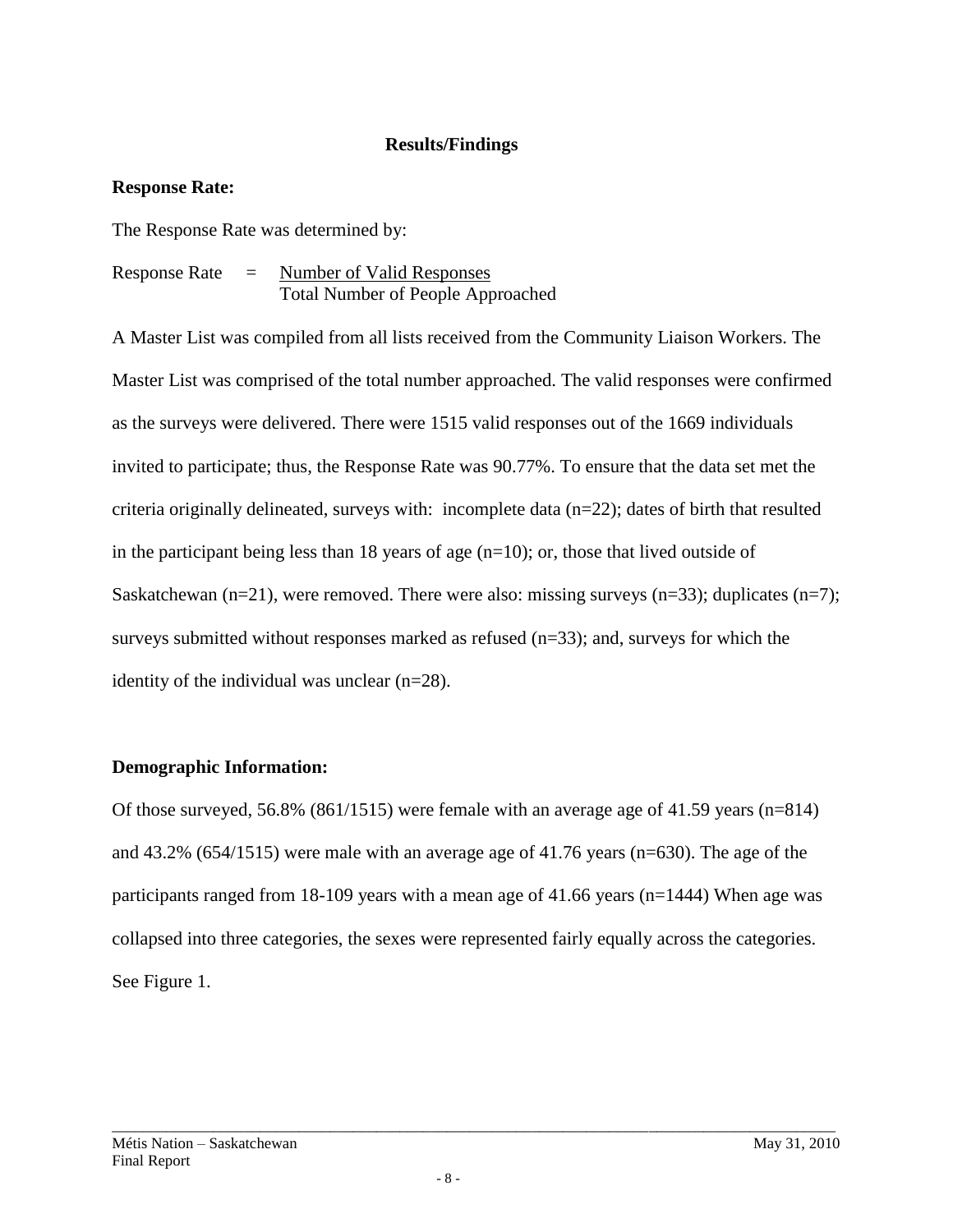## Results/Findings

**Response Rate:**

The Response Rate was determined by:

$$\text{Response Rate} = \frac{\text{Number of Valid Responses}}{\text{Total Number of People Approached}}$$

A Master List was compiled from all lists received from the Community Liaison Workers. The Master List was comprised of the total number approached. The valid responses were confirmed as the surveys were delivered. There were 1515 valid responses out of the 1669 individuals invited to participate; thus, the Response Rate was 90.77%. To ensure that the data set met the criteria originally delineated, surveys with: incomplete data (n=22); dates of birth that resulted in the participant being less than 18 years of age (n=10); or, those that lived outside of Saskatchewan (n=21), were removed. There were also: missing surveys (n=33); duplicates (n=7); surveys submitted without responses marked as refused (n=33); and, surveys for which the identity of the individual was unclear (n=28).

**Demographic Information:**

Of those surveyed, 56.8% (861/1515) were female with an average age of 41.59 years (n=814) and 43.2% (654/1515) were male with an average age of 41.76 years (n=630). The age of the participants ranged from 18-109 years with a mean age of 41.66 years (n=1444) When age was collapsed into three categories, the sexes were represented fairly equally across the categories. See Figure 1.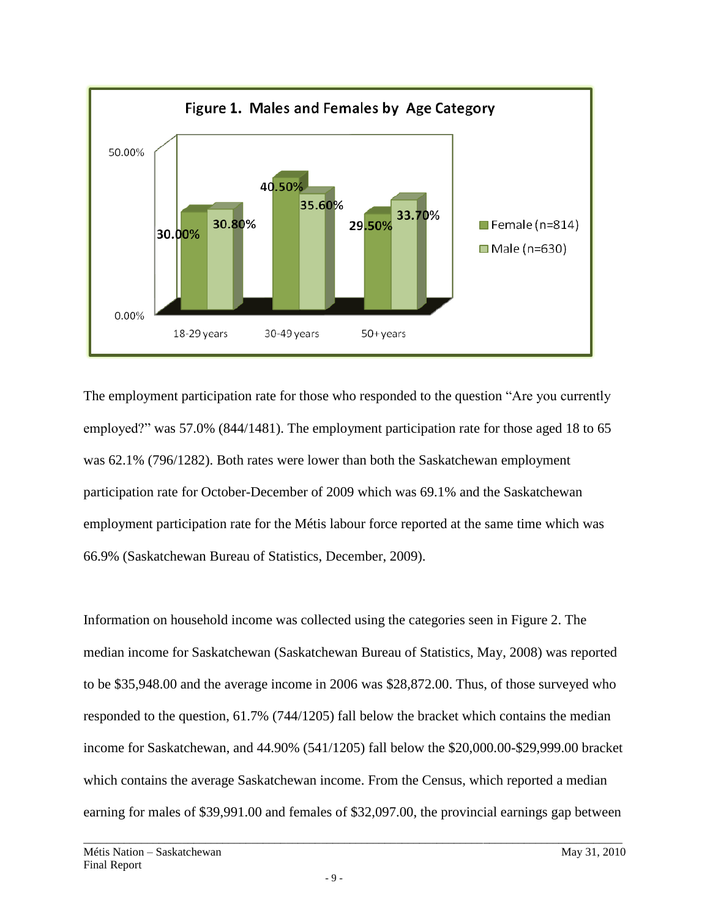**Figure 1. Males and Females by Age Category**

| | 18-29 years | 30-49 years | 50+ years |
|---|---|---|---|
| Female (n=814) | 30.00% | 40.50% | 29.50% |
| Male (n=630) | 30.80% | 35.60% | 33.70% |

The employment participation rate for those who responded to the question "Are you currently employed?" was 57.0% (844/1481). The employment participation rate for those aged 18 to 65 was 62.1% (796/1282). Both rates were lower than both the Saskatchewan employment participation rate for October-December of 2009 which was 69.1% and the Saskatchewan employment participation rate for the Métis labour force reported at the same time which was 66.9% (Saskatchewan Bureau of Statistics, December, 2009).

Information on household income was collected using the categories seen in Figure 2. The median income for Saskatchewan (Saskatchewan Bureau of Statistics, May, 2008) was reported to be $35,948.00 and the average income in 2006 was $28,872.00. Thus, of those surveyed who responded to the question, 61.7% (744/1205) fall below the bracket which contains the median income for Saskatchewan, and 44.90% (541/1205) fall below the $20,000.00-$29,999.00 bracket which contains the average Saskatchewan income. From the Census, which reported a median earning for males of $39,991.00 and females of $32,097.00, the provincial earnings gap between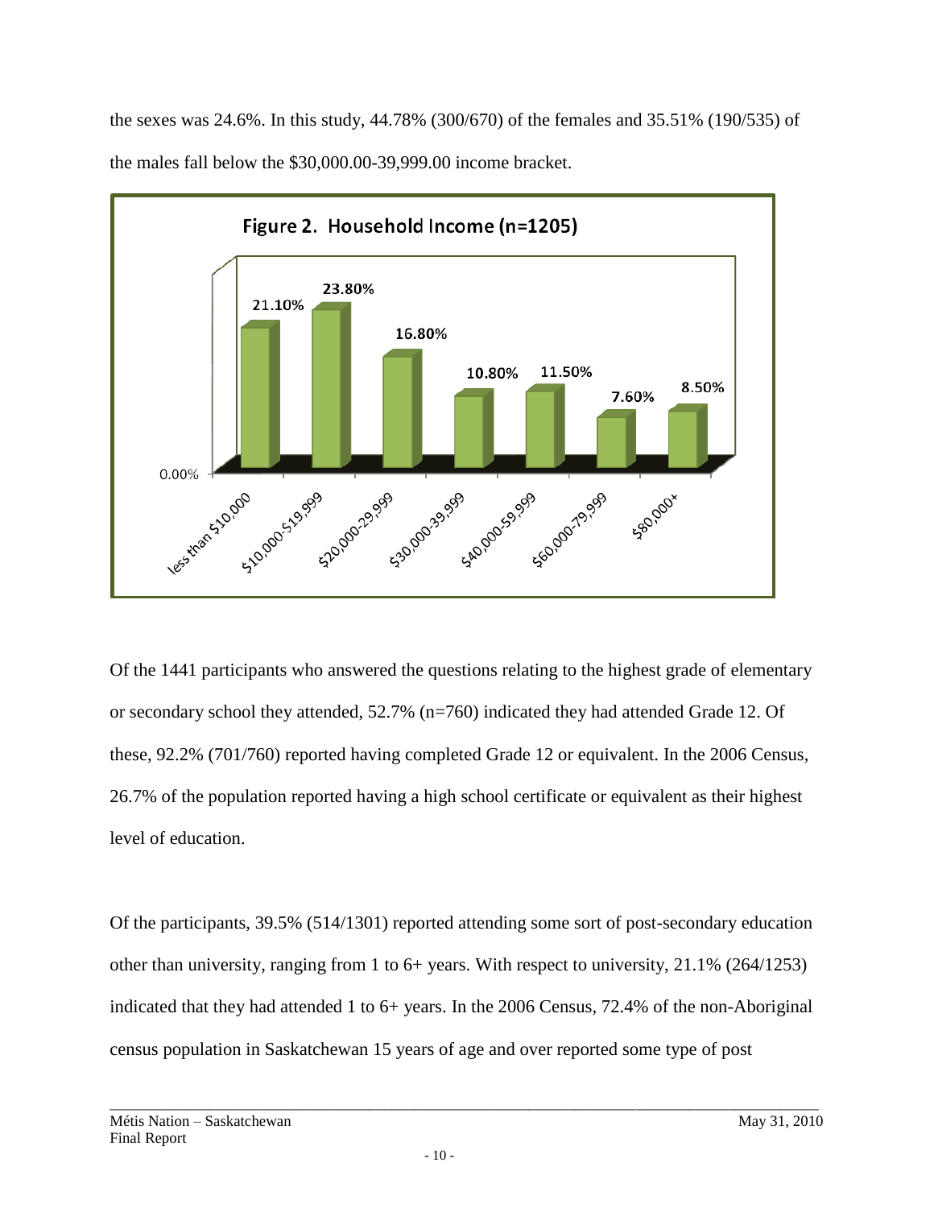the sexes was 24.6%. In this study, 44.78% (300/670) of the females and 35.51% (190/535) of the males fall below the $30,000.00-39,999.00 income bracket.

**Figure 2. Household Income (n=1205)**

| Income | Percentage |
|---|---|
| less than $10,000 | 21.10% |
| $10,000-$19,999 | 23.80% |
| $20,000-29,999 | 16.80% |
| $30,000-39,999 | 10.80% |
| $40,000-59,999 | 11.50% |
| $60,000-79,999 | 7.60% |
| $80,000+ | 8.50% |

Of the 1441 participants who answered the questions relating to the highest grade of elementary or secondary school they attended, 52.7% (n=760) indicated they had attended Grade 12. Of these, 92.2% (701/760) reported having completed Grade 12 or equivalent. In the 2006 Census, 26.7% of the population reported having a high school certificate or equivalent as their highest level of education.

Of the participants, 39.5% (514/1301) reported attending some sort of post-secondary education other than university, ranging from 1 to 6+ years. With respect to university, 21.1% (264/1253) indicated that they had attended 1 to 6+ years. In the 2006 Census, 72.4% of the non-Aboriginal census population in Saskatchewan 15 years of age and over reported some type of post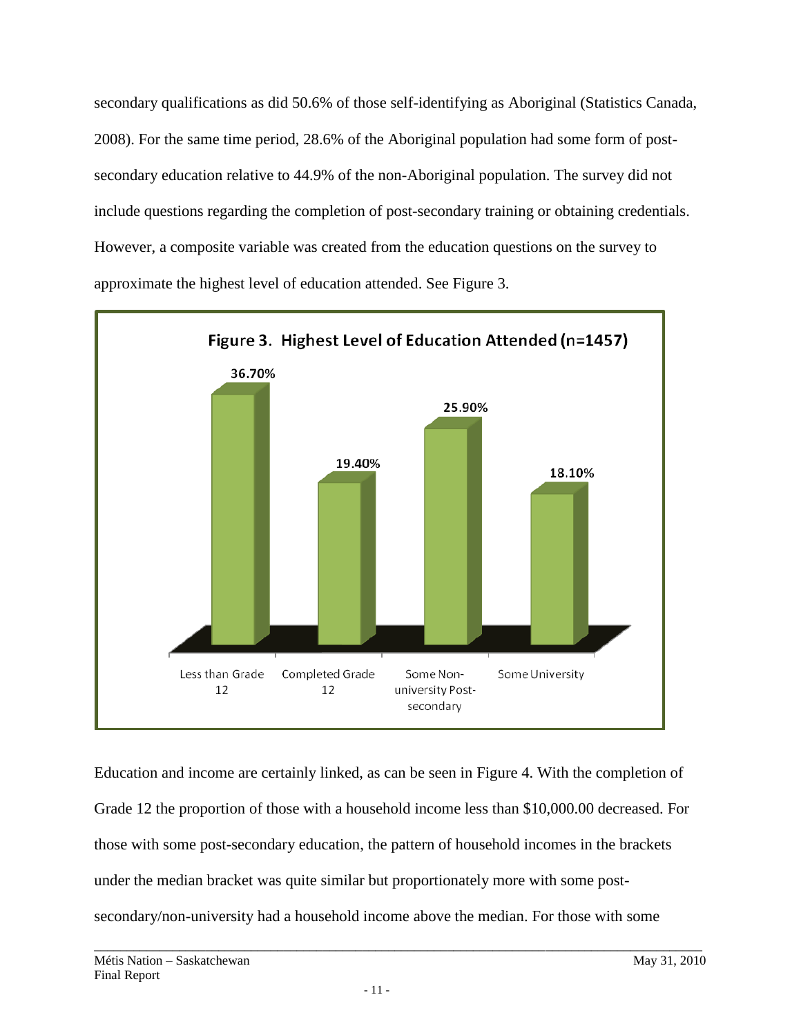secondary qualifications as did 50.6% of those self-identifying as Aboriginal (Statistics Canada, 2008). For the same time period, 28.6% of the Aboriginal population had some form of post-secondary education relative to 44.9% of the non-Aboriginal population. The survey did not include questions regarding the completion of post-secondary training or obtaining credentials. However, a composite variable was created from the education questions on the survey to approximate the highest level of education attended. See Figure 3.

**Figure 3. Highest Level of Education Attended (n=1457)**

| Less than Grade 12 | Completed Grade 12 | Some Non-university Post-secondary | Some University |
|---|---|---|---|
| 36.70% | 19.40% | 25.90% | 18.10% |

Education and income are certainly linked, as can be seen in Figure 4. With the completion of Grade 12 the proportion of those with a household income less than $10,000.00 decreased. For those with some post-secondary education, the pattern of household incomes in the brackets under the median bracket was quite similar but proportionately more with some post-secondary/non-university had a household income above the median. For those with some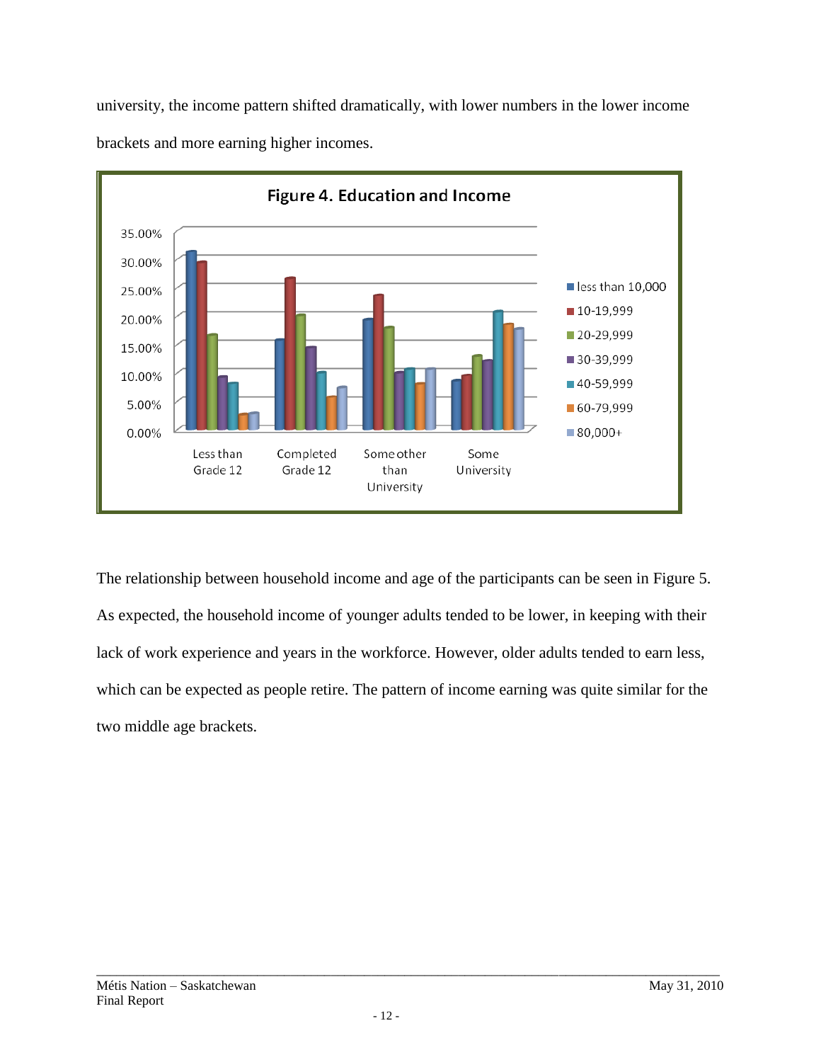university, the income pattern shifted dramatically, with lower numbers in the lower income brackets and more earning higher incomes.

**Figure 4. Education and Income**

The relationship between household income and age of the participants can be seen in Figure 5. As expected, the household income of younger adults tended to be lower, in keeping with their lack of work experience and years in the workforce. However, older adults tended to earn less, which can be expected as people retire. The pattern of income earning was quite similar for the two middle age brackets.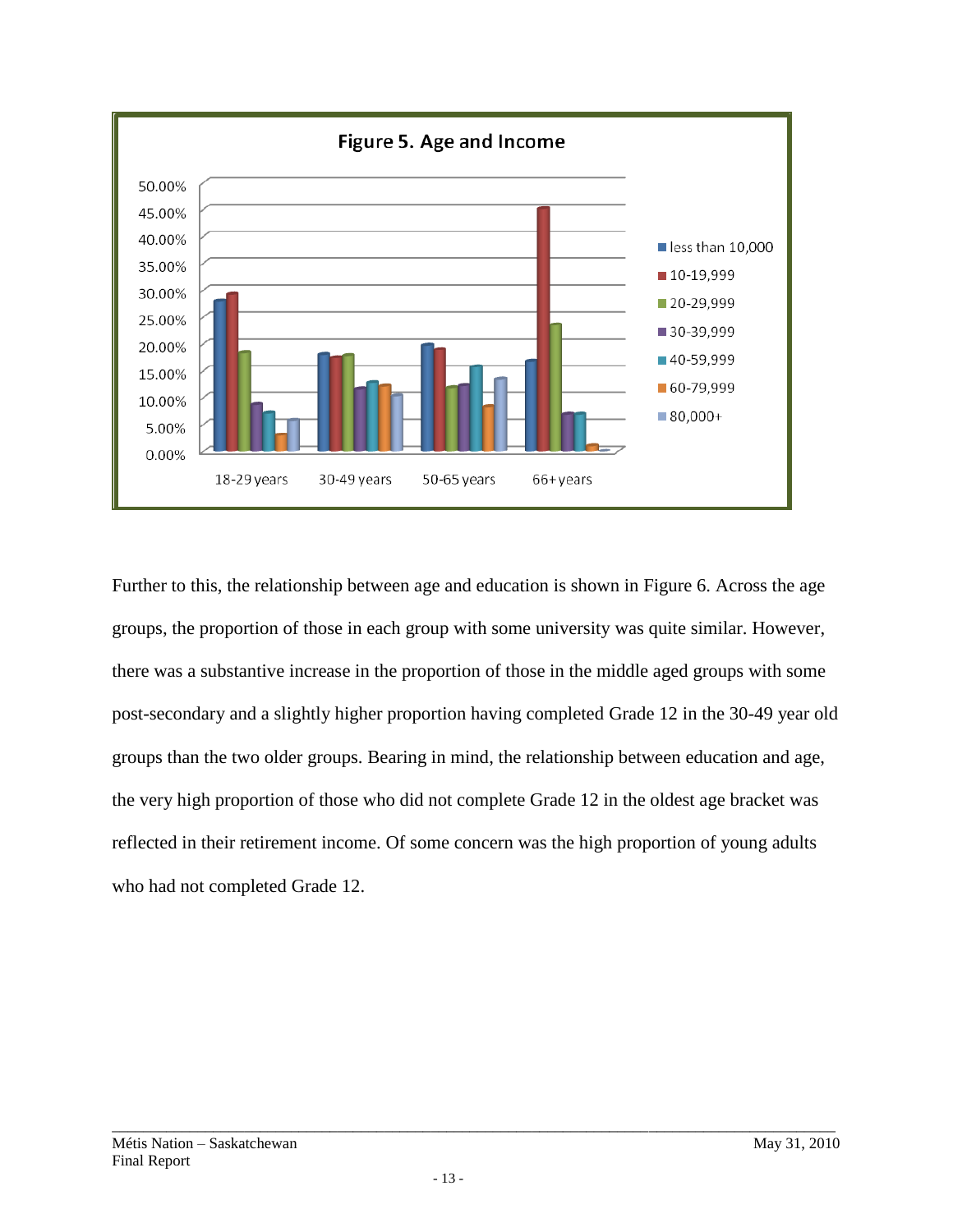Further to this, the relationship between age and education is shown in Figure 6. Across the age groups, the proportion of those in each group with some university was quite similar. However, there was a substantive increase in the proportion of those in the middle aged groups with some post-secondary and a slightly higher proportion having completed Grade 12 in the 30-49 year old groups than the two older groups. Bearing in mind, the relationship between education and age, the very high proportion of those who did not complete Grade 12 in the oldest age bracket was reflected in their retirement income. Of some concern was the high proportion of young adults who had not completed Grade 12.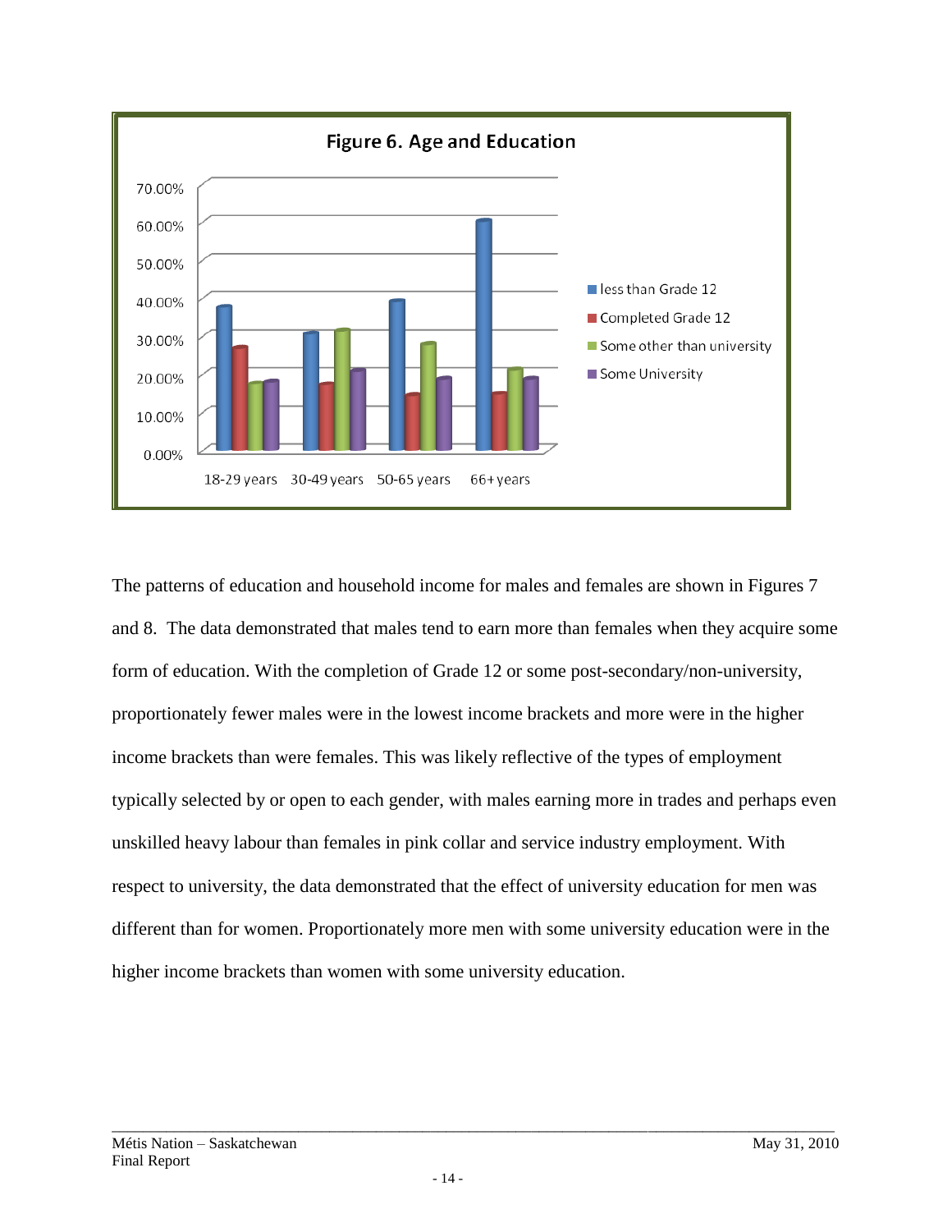**Figure 6. Age and Education**

The patterns of education and household income for males and females are shown in Figures 7 and 8. The data demonstrated that males tend to earn more than females when they acquire some form of education. With the completion of Grade 12 or some post-secondary/non-university, proportionately fewer males were in the lowest income brackets and more were in the higher income brackets than were females. This was likely reflective of the types of employment typically selected by or open to each gender, with males earning more in trades and perhaps even unskilled heavy labour than females in pink collar and service industry employment. With respect to university, the data demonstrated that the effect of university education for men was different than for women. Proportionately more men with some university education were in the higher income brackets than women with some university education.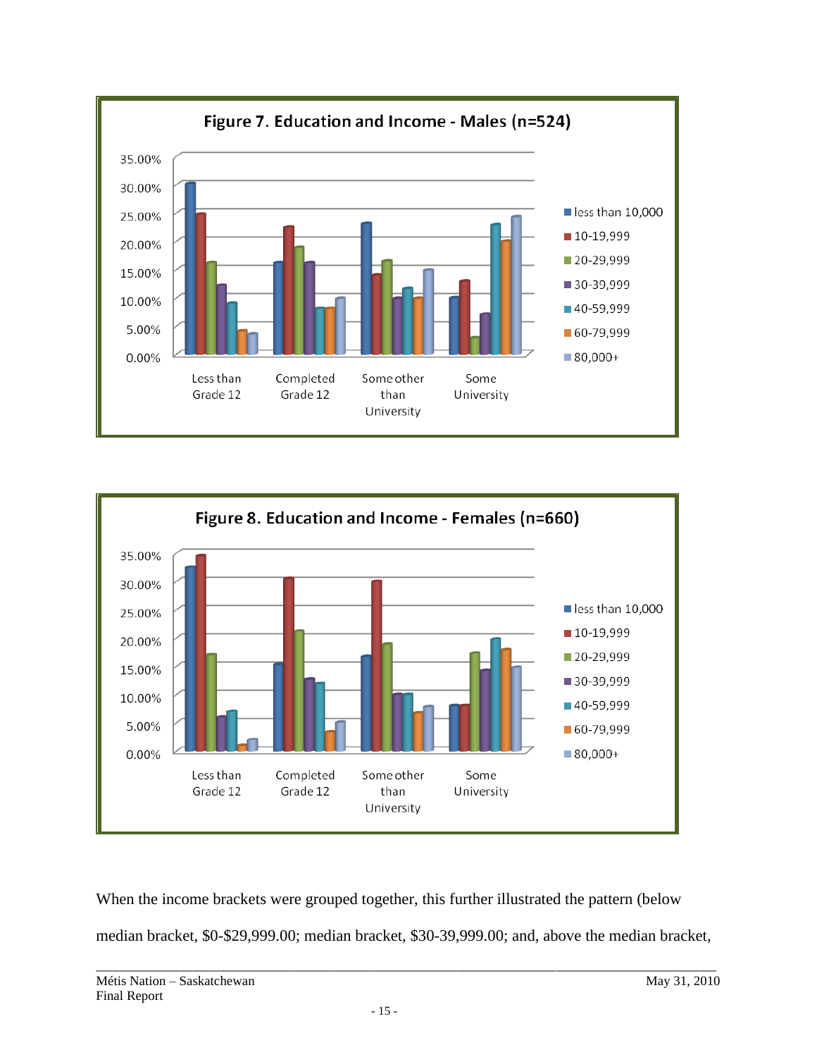**Figure 7. Education and Income - Males (n=524)**

**Figure 8. Education and Income - Females (n=660)**

When the income brackets were grouped together, this further illustrated the pattern (below median bracket, $0-$29,999.00; median bracket, $30-39,999.00; and, above the median bracket,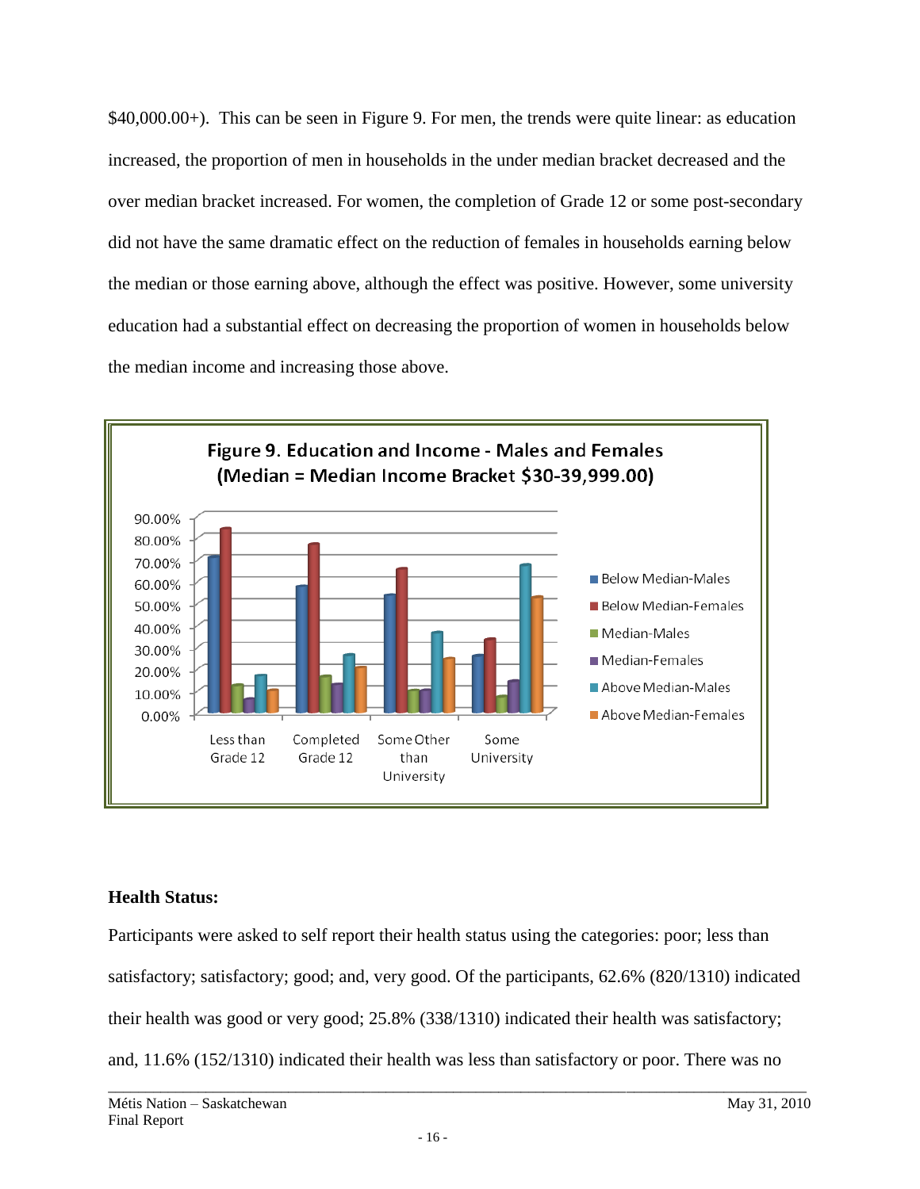$40,000.00+). This can be seen in Figure 9. For men, the trends were quite linear: as education increased, the proportion of men in households in the under median bracket decreased and the over median bracket increased. For women, the completion of Grade 12 or some post-secondary did not have the same dramatic effect on the reduction of females in households earning below the median or those earning above, although the effect was positive. However, some university education had a substantial effect on decreasing the proportion of women in households below the median income and increasing those above.

Figure 9. Education and Income - Males and Females (Median = Median Income Bracket $30-39,999.00)

### Health Status:

Participants were asked to self report their health status using the categories: poor; less than satisfactory; satisfactory; good; and, very good. Of the participants, 62.6% (820/1310) indicated their health was good or very good; 25.8% (338/1310) indicated their health was satisfactory; and, 11.6% (152/1310) indicated their health was less than satisfactory or poor. There was no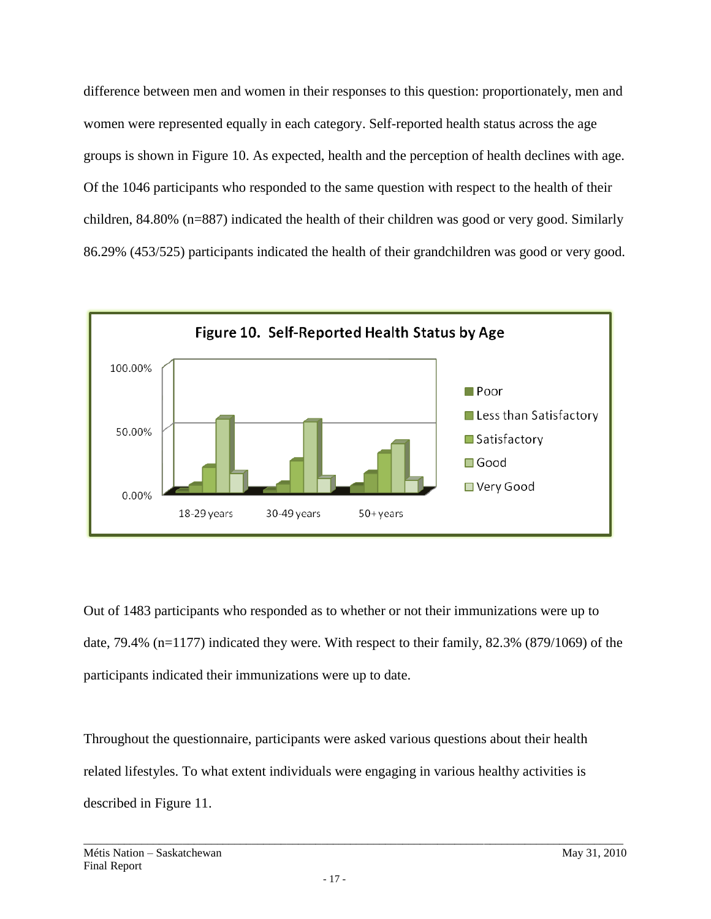difference between men and women in their responses to this question: proportionately, men and women were represented equally in each category. Self-reported health status across the age groups is shown in Figure 10. As expected, health and the perception of health declines with age. Of the 1046 participants who responded to the same question with respect to the health of their children, 84.80% (n=887) indicated the health of their children was good or very good. Similarly 86.29% (453/525) participants indicated the health of their grandchildren was good or very good.

Figure 10. Self-Reported Health Status by Age

Out of 1483 participants who responded as to whether or not their immunizations were up to date, 79.4% (n=1177) indicated they were. With respect to their family, 82.3% (879/1069) of the participants indicated their immunizations were up to date.

Throughout the questionnaire, participants were asked various questions about their health related lifestyles. To what extent individuals were engaging in various healthy activities is described in Figure 11.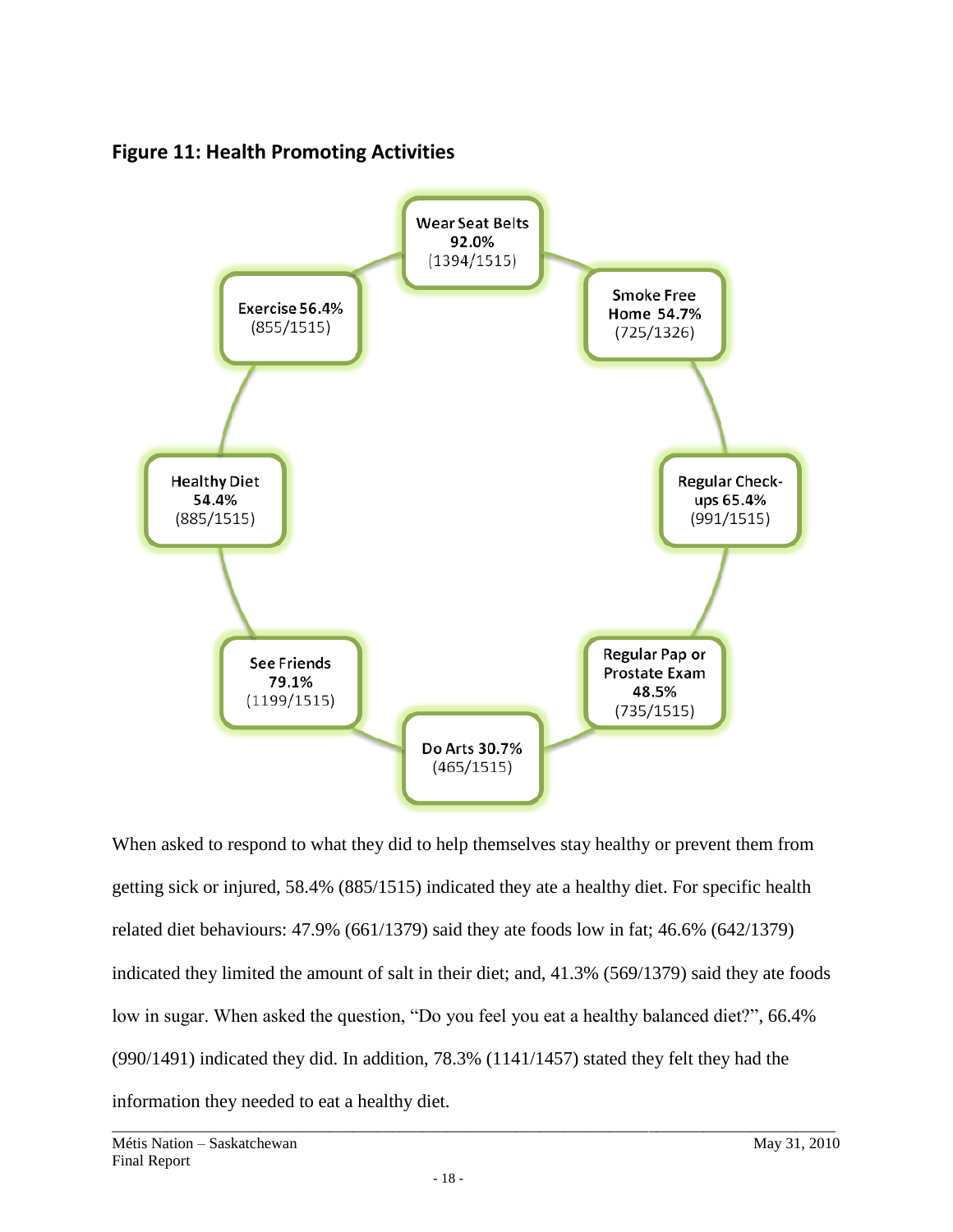### Figure 11: Health Promoting Activities

Wear Seat Belts 92.0% (1394/1515)

Smoke Free Home 54.7% (725/1326)

Regular Check-ups 65.4% (991/1515)

Regular Pap or Prostate Exam 48.5% (735/1515)

Do Arts 30.7% (465/1515)

See Friends 79.1% (1199/1515)

Healthy Diet 54.4% (885/1515)

Exercise 56.4% (855/1515)

When asked to respond to what they did to help themselves stay healthy or prevent them from getting sick or injured, 58.4% (885/1515) indicated they ate a healthy diet. For specific health related diet behaviours: 47.9% (661/1379) said they ate foods low in fat; 46.6% (642/1379) indicated they limited the amount of salt in their diet; and, 41.3% (569/1379) said they ate foods low in sugar. When asked the question, "Do you feel you eat a healthy balanced diet?", 66.4% (990/1491) indicated they did. In addition, 78.3% (1141/1457) stated they felt they had the information they needed to eat a healthy diet.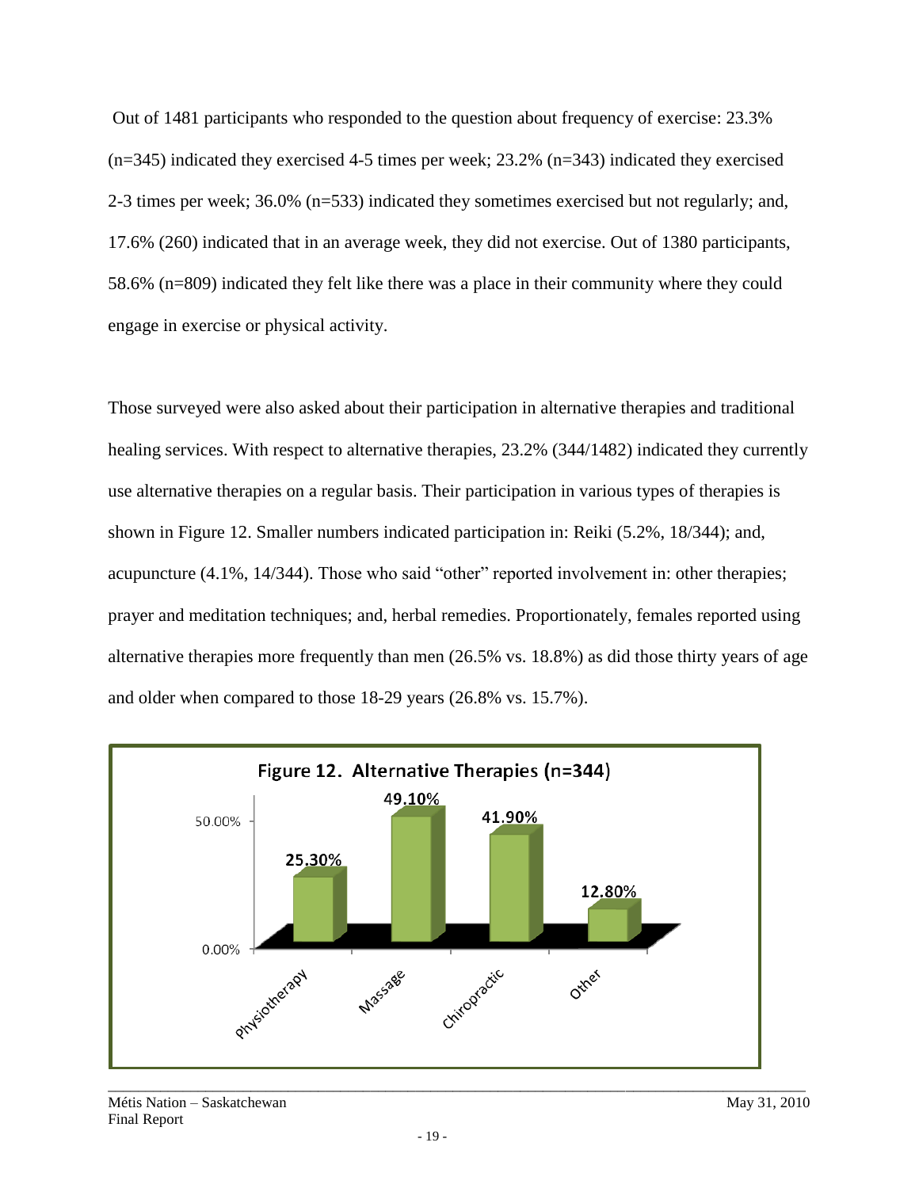Out of 1481 participants who responded to the question about frequency of exercise: 23.3% (n=345) indicated they exercised 4-5 times per week; 23.2% (n=343) indicated they exercised 2-3 times per week; 36.0% (n=533) indicated they sometimes exercised but not regularly; and, 17.6% (260) indicated that in an average week, they did not exercise. Out of 1380 participants, 58.6% (n=809) indicated they felt like there was a place in their community where they could engage in exercise or physical activity.

Those surveyed were also asked about their participation in alternative therapies and traditional healing services. With respect to alternative therapies, 23.2% (344/1482) indicated they currently use alternative therapies on a regular basis. Their participation in various types of therapies is shown in Figure 12. Smaller numbers indicated participation in: Reiki (5.2%, 18/344); and, acupuncture (4.1%, 14/344). Those who said "other" reported involvement in: other therapies; prayer and meditation techniques; and, herbal remedies. Proportionately, females reported using alternative therapies more frequently than men (26.5% vs. 18.8%) as did those thirty years of age and older when compared to those 18-29 years (26.8% vs. 15.7%).

**Figure 12. Alternative Therapies (n=344)**

| Therapy | Percentage |
|---|---|
| Physiotherapy | 25.30% |
| Massage | 49.10% |
| Chiropractic | 41.90% |
| Other | 12.80% |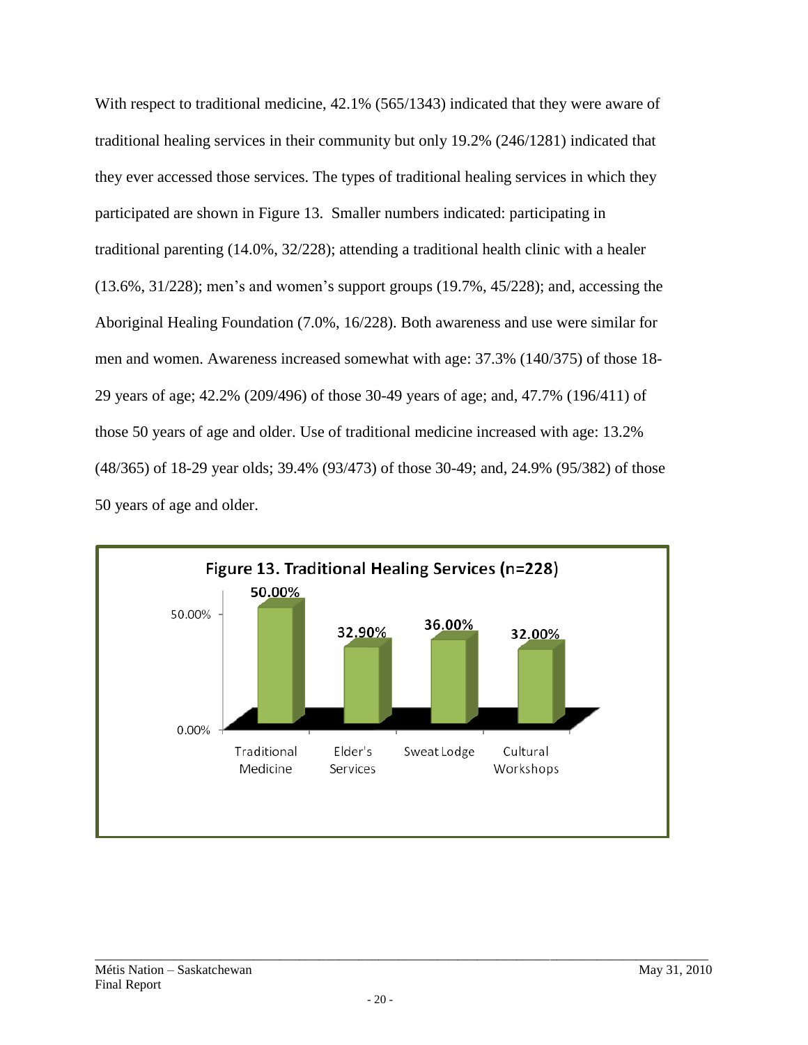With respect to traditional medicine, 42.1% (565/1343) indicated that they were aware of traditional healing services in their community but only 19.2% (246/1281) indicated that they ever accessed those services. The types of traditional healing services in which they participated are shown in Figure 13. Smaller numbers indicated: participating in traditional parenting (14.0%, 32/228); attending a traditional health clinic with a healer (13.6%, 31/228); men's and women's support groups (19.7%, 45/228); and, accessing the Aboriginal Healing Foundation (7.0%, 16/228). Both awareness and use were similar for men and women. Awareness increased somewhat with age: 37.3% (140/375) of those 18-29 years of age; 42.2% (209/496) of those 30-49 years of age; and, 47.7% (196/411) of those 50 years of age and older. Use of traditional medicine increased with age: 13.2% (48/365) of 18-29 year olds; 39.4% (93/473) of those 30-49; and, 24.9% (95/382) of those 50 years of age and older.

**Figure 13. Traditional Healing Services (n=228)**

| Service | Percentage |
|---|---|
| Traditional Medicine | 50.00% |
| Elder's Services | 32.90% |
| Sweat Lodge | 36.00% |
| Cultural Workshops | 32.00% |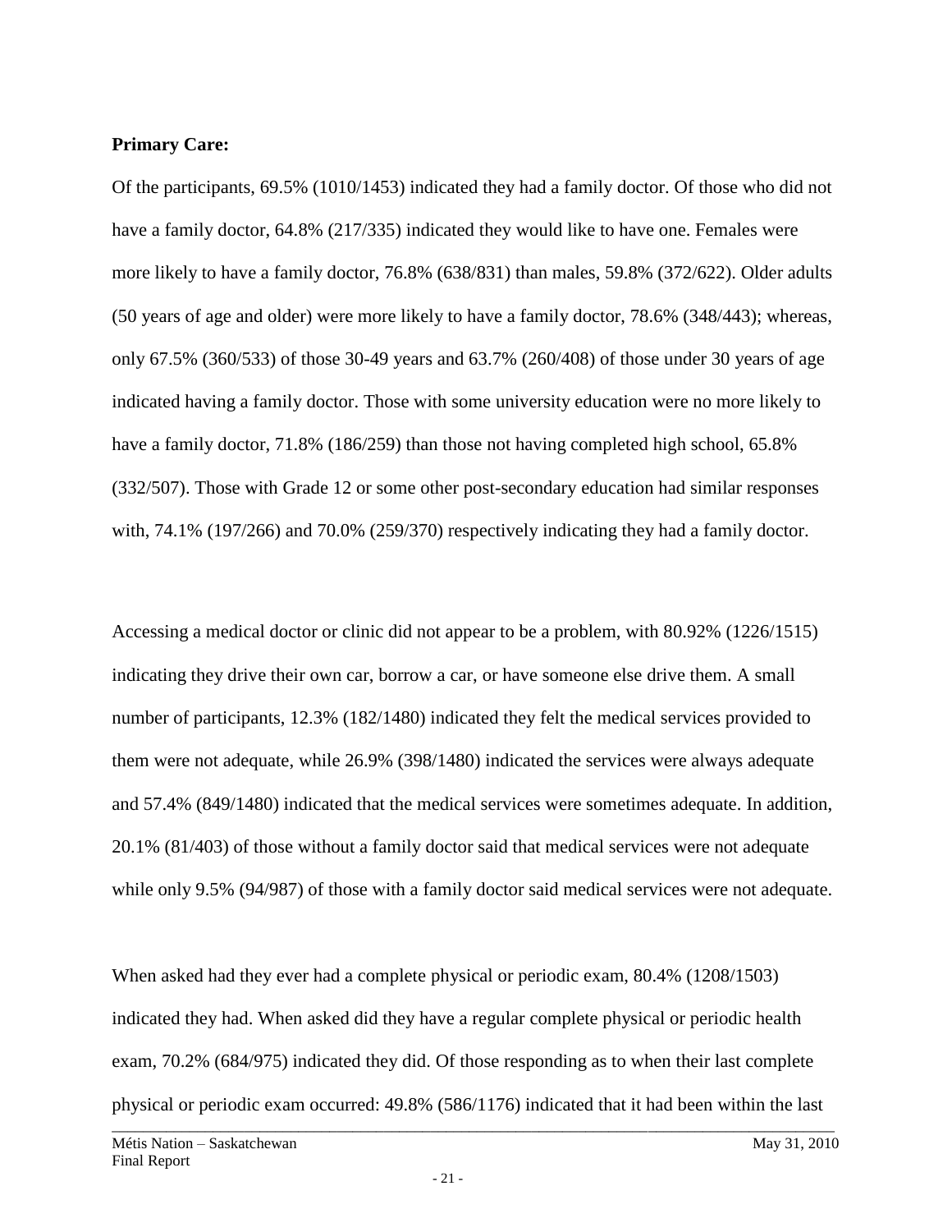**Primary Care:**

Of the participants, 69.5% (1010/1453) indicated they had a family doctor. Of those who did not have a family doctor, 64.8% (217/335) indicated they would like to have one. Females were more likely to have a family doctor, 76.8% (638/831) than males, 59.8% (372/622). Older adults (50 years of age and older) were more likely to have a family doctor, 78.6% (348/443); whereas, only 67.5% (360/533) of those 30-49 years and 63.7% (260/408) of those under 30 years of age indicated having a family doctor. Those with some university education were no more likely to have a family doctor, 71.8% (186/259) than those not having completed high school, 65.8% (332/507). Those with Grade 12 or some other post-secondary education had similar responses with, 74.1% (197/266) and 70.0% (259/370) respectively indicating they had a family doctor.

Accessing a medical doctor or clinic did not appear to be a problem, with 80.92% (1226/1515) indicating they drive their own car, borrow a car, or have someone else drive them. A small number of participants, 12.3% (182/1480) indicated they felt the medical services provided to them were not adequate, while 26.9% (398/1480) indicated the services were always adequate and 57.4% (849/1480) indicated that the medical services were sometimes adequate. In addition, 20.1% (81/403) of those without a family doctor said that medical services were not adequate while only 9.5% (94/987) of those with a family doctor said medical services were not adequate.

When asked had they ever had a complete physical or periodic exam, 80.4% (1208/1503) indicated they had. When asked did they have a regular complete physical or periodic health exam, 70.2% (684/975) indicated they did. Of those responding as to when their last complete physical or periodic exam occurred: 49.8% (586/1176) indicated that it had been within the last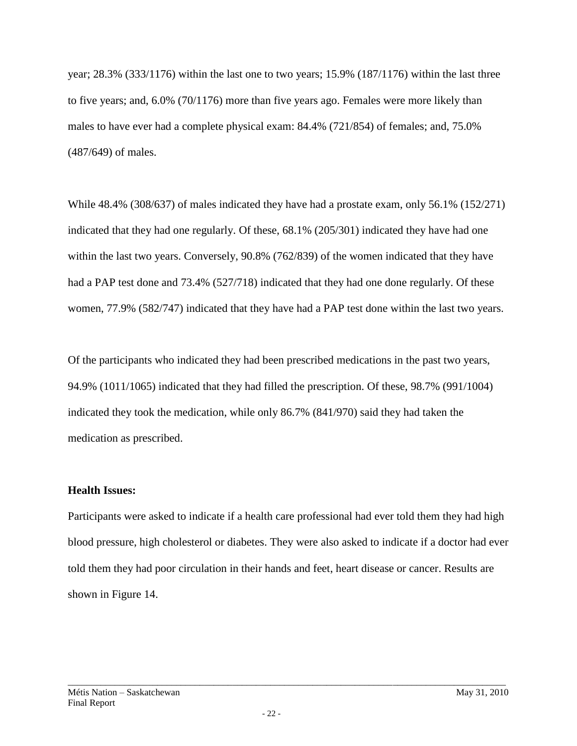year; 28.3% (333/1176) within the last one to two years; 15.9% (187/1176) within the last three to five years; and, 6.0% (70/1176) more than five years ago. Females were more likely than males to have ever had a complete physical exam: 84.4% (721/854) of females; and, 75.0% (487/649) of males.

While 48.4% (308/637) of males indicated they have had a prostate exam, only 56.1% (152/271) indicated that they had one regularly. Of these, 68.1% (205/301) indicated they have had one within the last two years. Conversely, 90.8% (762/839) of the women indicated that they have had a PAP test done and 73.4% (527/718) indicated that they had one done regularly. Of these women, 77.9% (582/747) indicated that they have had a PAP test done within the last two years.

Of the participants who indicated they had been prescribed medications in the past two years, 94.9% (1011/1065) indicated that they had filled the prescription. Of these, 98.7% (991/1004) indicated they took the medication, while only 86.7% (841/970) said they had taken the medication as prescribed.

**Health Issues:**

Participants were asked to indicate if a health care professional had ever told them they had high blood pressure, high cholesterol or diabetes. They were also asked to indicate if a doctor had ever told them they had poor circulation in their hands and feet, heart disease or cancer. Results are shown in Figure 14.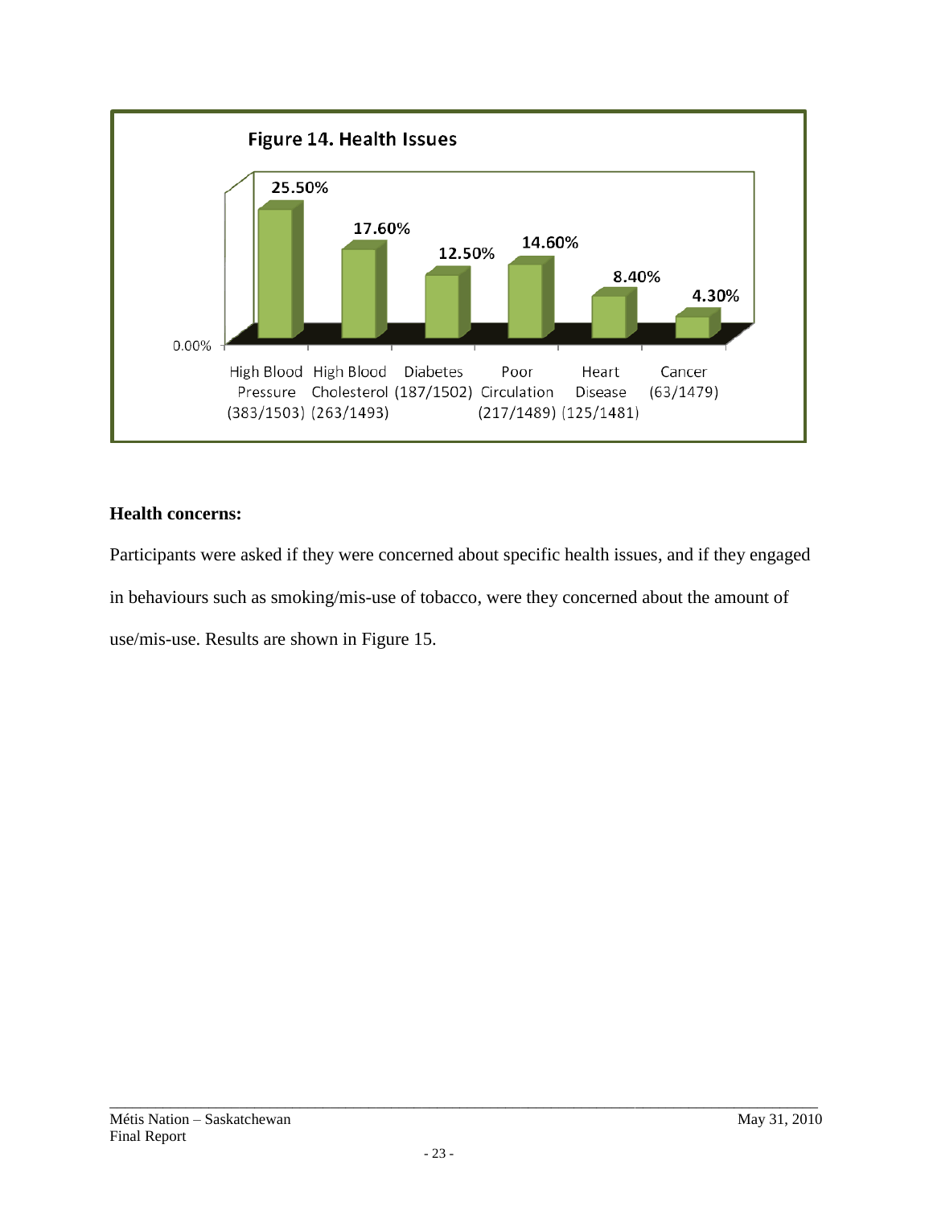**Figure 14. Health Issues**

| Health Issue | Percentage |
|---|---|
| High Blood Pressure (383/1503) | 25.50% |
| High Blood Cholesterol (263/1493) | 17.60% |
| Diabetes (187/1502) | 12.50% |
| Poor Circulation (217/1489) | 14.60% |
| Heart Disease (125/1481) | 8.40% |
| Cancer (63/1479) | 4.30% |

**Health concerns:**

Participants were asked if they were concerned about specific health issues, and if they engaged in behaviours such as smoking/mis-use of tobacco, were they concerned about the amount of use/mis-use. Results are shown in Figure 15.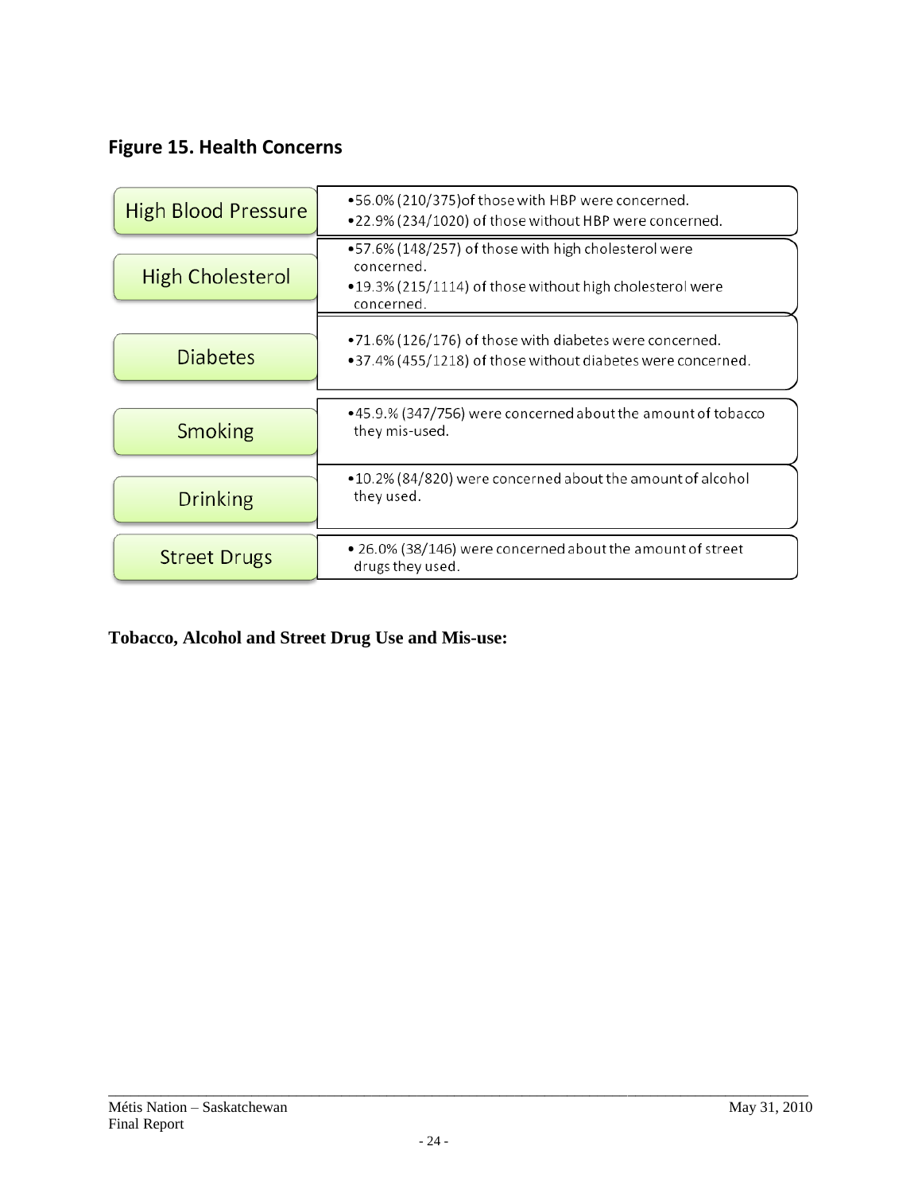**Figure 15. Health Concerns**

| | |
|---|---|
| High Blood Pressure | •56.0% (210/375)of those with HBP were concerned.<br>•22.9% (234/1020) of those without HBP were concerned. |
| High Cholesterol | •57.6% (148/257) of those with high cholesterol were concerned.<br>•19.3% (215/1114) of those without high cholesterol were concerned. |
| Diabetes | •71.6% (126/176) of those with diabetes were concerned.<br>•37.4% (455/1218) of those without diabetes were concerned. |
| Smoking | •45.9.% (347/756) were concerned about the amount of tobacco they mis-used. |
| Drinking | •10.2% (84/820) were concerned about the amount of alcohol they used. |
| Street Drugs | • 26.0% (38/146) were concerned about the amount of street drugs they used. |

**Tobacco, Alcohol and Street Drug Use and Mis-use:**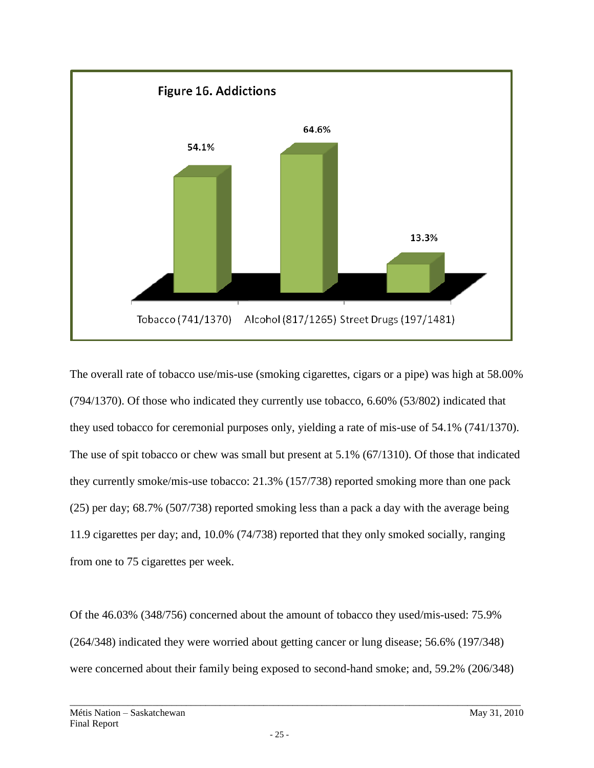**Figure 16. Addictions**

| Category | Percentage |
|---|---|
| Tobacco (741/1370) | 54.1% |
| Alcohol (817/1265) | 64.6% |
| Street Drugs (197/1481) | 13.3% |

The overall rate of tobacco use/mis-use (smoking cigarettes, cigars or a pipe) was high at 58.00% (794/1370). Of those who indicated they currently use tobacco, 6.60% (53/802) indicated that they used tobacco for ceremonial purposes only, yielding a rate of mis-use of 54.1% (741/1370). The use of spit tobacco or chew was small but present at 5.1% (67/1310). Of those that indicated they currently smoke/mis-use tobacco: 21.3% (157/738) reported smoking more than one pack (25) per day; 68.7% (507/738) reported smoking less than a pack a day with the average being 11.9 cigarettes per day; and, 10.0% (74/738) reported that they only smoked socially, ranging from one to 75 cigarettes per week.

Of the 46.03% (348/756) concerned about the amount of tobacco they used/mis-used: 75.9% (264/348) indicated they were worried about getting cancer or lung disease; 56.6% (197/348) were concerned about their family being exposed to second-hand smoke; and, 59.2% (206/348)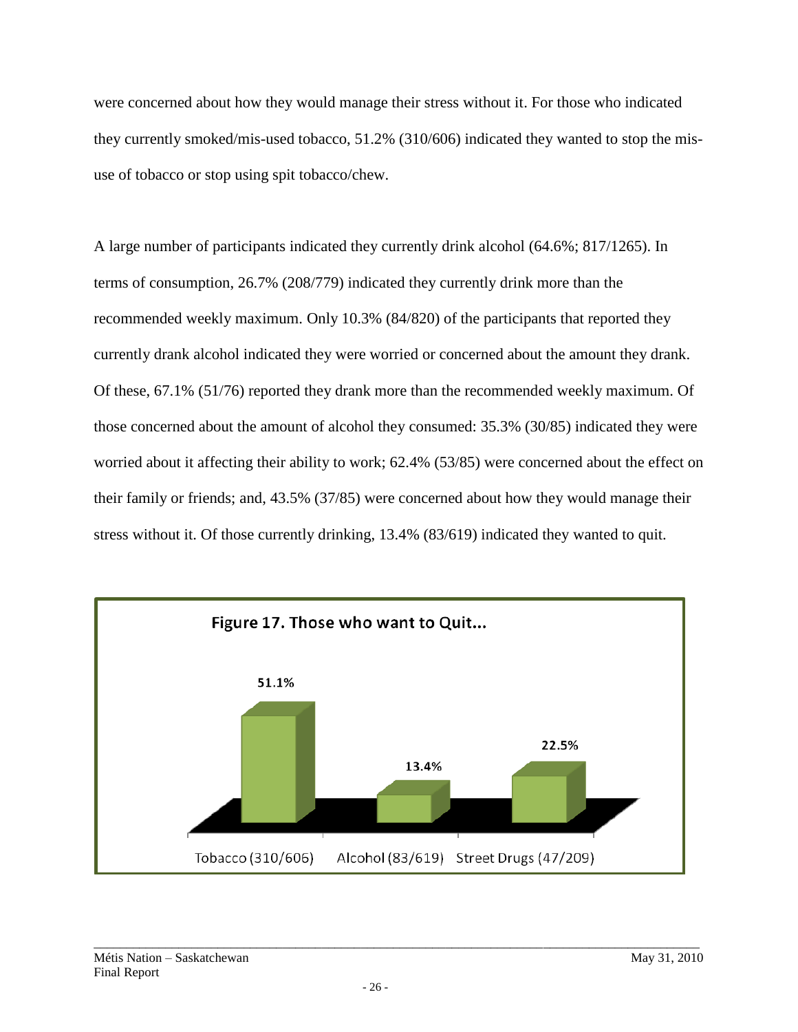were concerned about how they would manage their stress without it. For those who indicated they currently smoked/mis-used tobacco, 51.2% (310/606) indicated they wanted to stop the mis-use of tobacco or stop using spit tobacco/chew.

A large number of participants indicated they currently drink alcohol (64.6%; 817/1265). In terms of consumption, 26.7% (208/779) indicated they currently drink more than the recommended weekly maximum. Only 10.3% (84/820) of the participants that reported they currently drank alcohol indicated they were worried or concerned about the amount they drank. Of these, 67.1% (51/76) reported they drank more than the recommended weekly maximum. Of those concerned about the amount of alcohol they consumed: 35.3% (30/85) indicated they were worried about it affecting their ability to work; 62.4% (53/85) were concerned about the effect on their family or friends; and, 43.5% (37/85) were concerned about how they would manage their stress without it. Of those currently drinking, 13.4% (83/619) indicated they wanted to quit.

**Figure 17. Those who want to Quit...**

| Category | Percentage |
| --- | --- |
| Tobacco (310/606) | 51.1% |
| Alcohol (83/619) | 13.4% |
| Street Drugs (47/209) | 22.5% |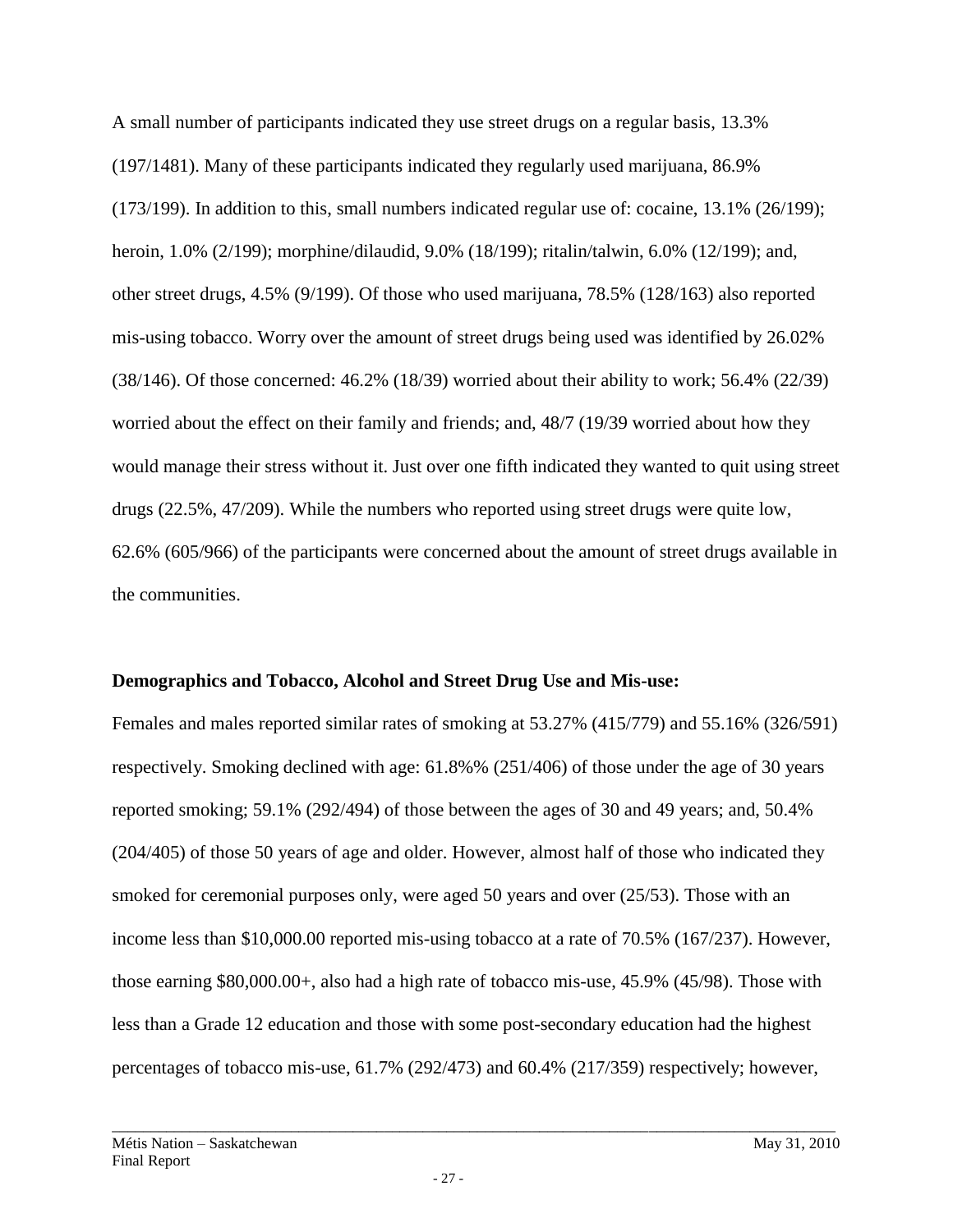A small number of participants indicated they use street drugs on a regular basis, 13.3% (197/1481). Many of these participants indicated they regularly used marijuana, 86.9% (173/199). In addition to this, small numbers indicated regular use of: cocaine, 13.1% (26/199); heroin, 1.0% (2/199); morphine/dilaudid, 9.0% (18/199); ritalin/talwin, 6.0% (12/199); and, other street drugs, 4.5% (9/199). Of those who used marijuana, 78.5% (128/163) also reported mis-using tobacco. Worry over the amount of street drugs being used was identified by 26.02% (38/146). Of those concerned: 46.2% (18/39) worried about their ability to work; 56.4% (22/39) worried about the effect on their family and friends; and, 48/7 (19/39 worried about how they would manage their stress without it. Just over one fifth indicated they wanted to quit using street drugs (22.5%, 47/209). While the numbers who reported using street drugs were quite low, 62.6% (605/966) of the participants were concerned about the amount of street drugs available in the communities.

**Demographics and Tobacco, Alcohol and Street Drug Use and Mis-use:**

Females and males reported similar rates of smoking at 53.27% (415/779) and 55.16% (326/591) respectively. Smoking declined with age: 61.8%% (251/406) of those under the age of 30 years reported smoking; 59.1% (292/494) of those between the ages of 30 and 49 years; and, 50.4% (204/405) of those 50 years of age and older. However, almost half of those who indicated they smoked for ceremonial purposes only, were aged 50 years and over (25/53). Those with an income less than $10,000.00 reported mis-using tobacco at a rate of 70.5% (167/237). However, those earning $80,000.00+, also had a high rate of tobacco mis-use, 45.9% (45/98). Those with less than a Grade 12 education and those with some post-secondary education had the highest percentages of tobacco mis-use, 61.7% (292/473) and 60.4% (217/359) respectively; however,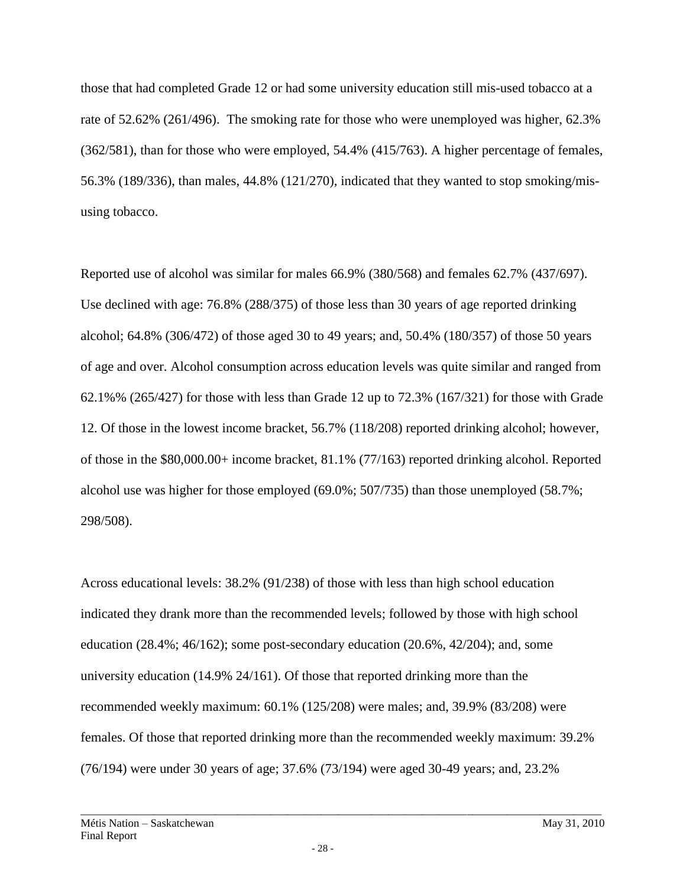those that had completed Grade 12 or had some university education still mis-used tobacco at a rate of 52.62% (261/496). The smoking rate for those who were unemployed was higher, 62.3% (362/581), than for those who were employed, 54.4% (415/763). A higher percentage of females, 56.3% (189/336), than males, 44.8% (121/270), indicated that they wanted to stop smoking/mis-using tobacco.

Reported use of alcohol was similar for males 66.9% (380/568) and females 62.7% (437/697). Use declined with age: 76.8% (288/375) of those less than 30 years of age reported drinking alcohol; 64.8% (306/472) of those aged 30 to 49 years; and, 50.4% (180/357) of those 50 years of age and over. Alcohol consumption across education levels was quite similar and ranged from 62.1%% (265/427) for those with less than Grade 12 up to 72.3% (167/321) for those with Grade 12. Of those in the lowest income bracket, 56.7% (118/208) reported drinking alcohol; however, of those in the $80,000.00+ income bracket, 81.1% (77/163) reported drinking alcohol. Reported alcohol use was higher for those employed (69.0%; 507/735) than those unemployed (58.7%; 298/508).

Across educational levels: 38.2% (91/238) of those with less than high school education indicated they drank more than the recommended levels; followed by those with high school education (28.4%; 46/162); some post-secondary education (20.6%, 42/204); and, some university education (14.9% 24/161). Of those that reported drinking more than the recommended weekly maximum: 60.1% (125/208) were males; and, 39.9% (83/208) were females. Of those that reported drinking more than the recommended weekly maximum: 39.2% (76/194) were under 30 years of age; 37.6% (73/194) were aged 30-49 years; and, 23.2%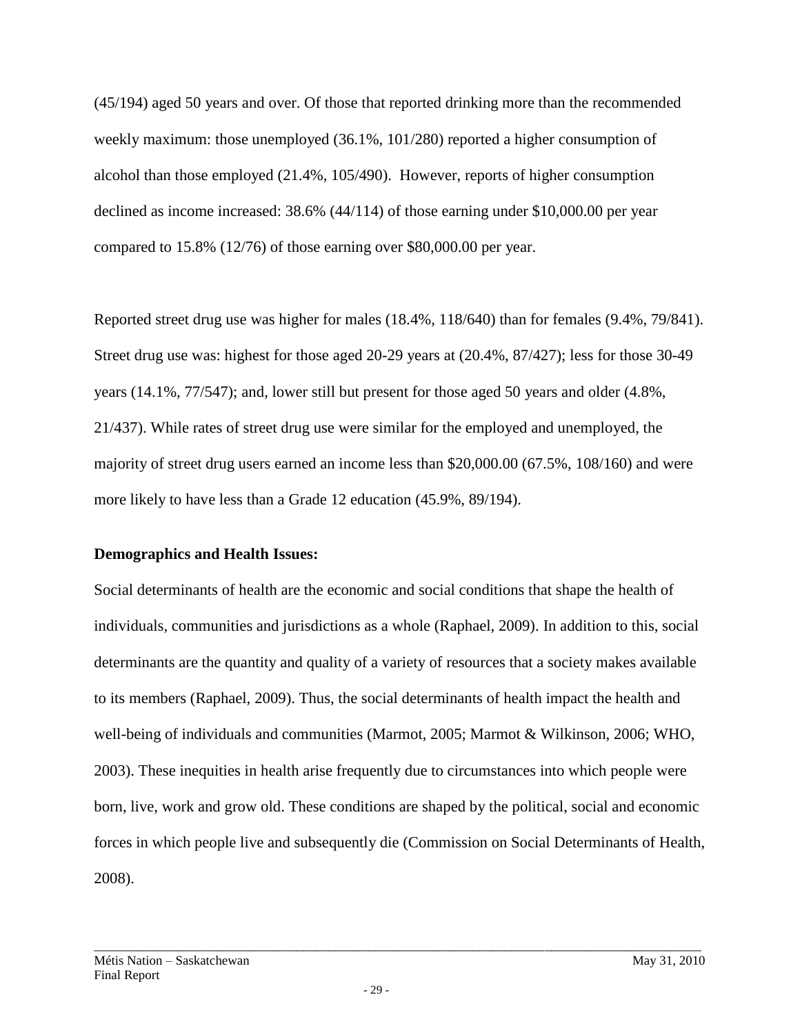(45/194) aged 50 years and over. Of those that reported drinking more than the recommended weekly maximum: those unemployed (36.1%, 101/280) reported a higher consumption of alcohol than those employed (21.4%, 105/490). However, reports of higher consumption declined as income increased: 38.6% (44/114) of those earning under $10,000.00 per year compared to 15.8% (12/76) of those earning over $80,000.00 per year.

Reported street drug use was higher for males (18.4%, 118/640) than for females (9.4%, 79/841). Street drug use was: highest for those aged 20-29 years at (20.4%, 87/427); less for those 30-49 years (14.1%, 77/547); and, lower still but present for those aged 50 years and older (4.8%, 21/437). While rates of street drug use were similar for the employed and unemployed, the majority of street drug users earned an income less than $20,000.00 (67.5%, 108/160) and were more likely to have less than a Grade 12 education (45.9%, 89/194).

**Demographics and Health Issues:**

Social determinants of health are the economic and social conditions that shape the health of individuals, communities and jurisdictions as a whole (Raphael, 2009). In addition to this, social determinants are the quantity and quality of a variety of resources that a society makes available to its members (Raphael, 2009). Thus, the social determinants of health impact the health and well-being of individuals and communities (Marmot, 2005; Marmot & Wilkinson, 2006; WHO, 2003). These inequities in health arise frequently due to circumstances into which people were born, live, work and grow old. These conditions are shaped by the political, social and economic forces in which people live and subsequently die (Commission on Social Determinants of Health, 2008).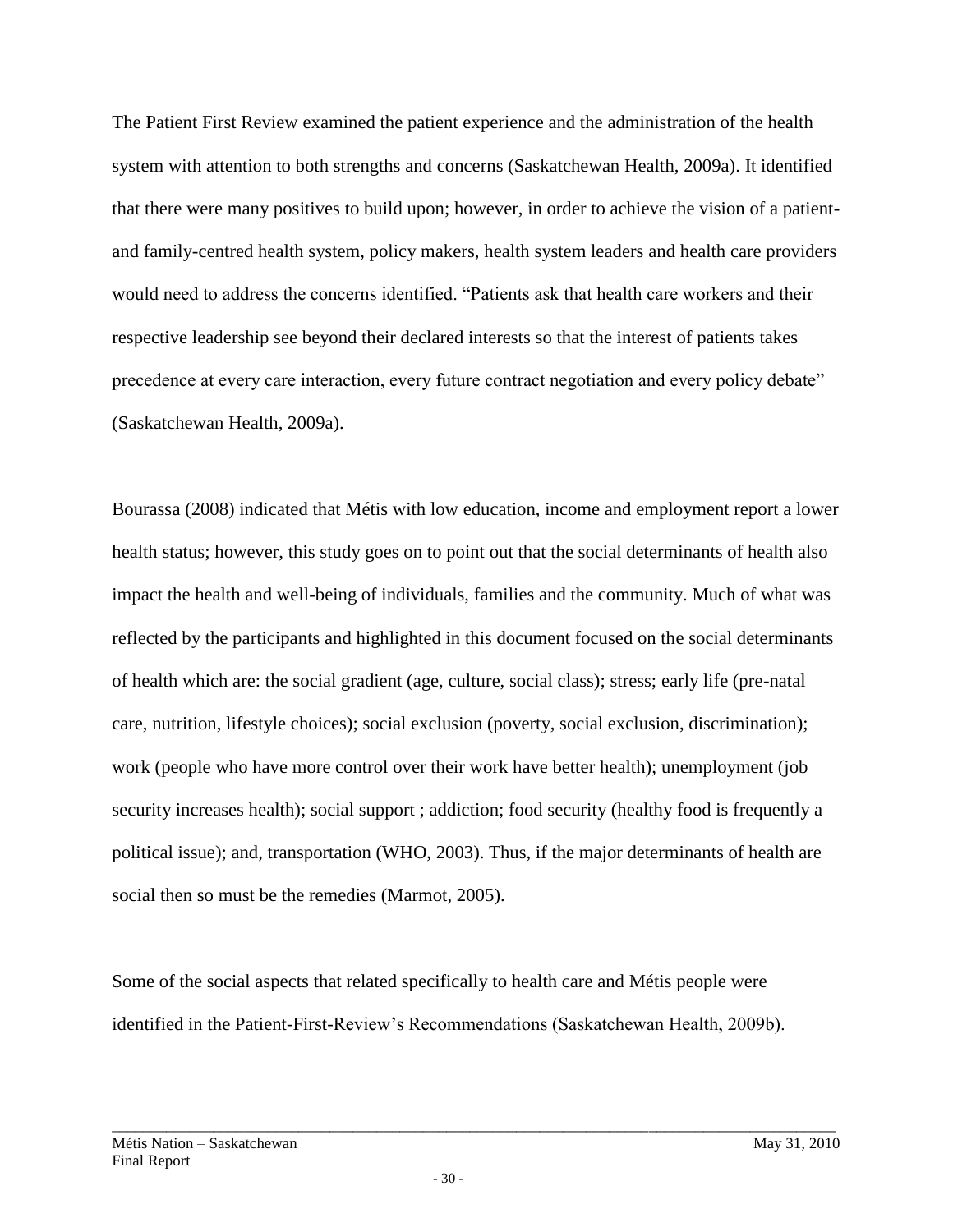The Patient First Review examined the patient experience and the administration of the health system with attention to both strengths and concerns (Saskatchewan Health, 2009a). It identified that there were many positives to build upon; however, in order to achieve the vision of a patient- and family-centred health system, policy makers, health system leaders and health care providers would need to address the concerns identified. "Patients ask that health care workers and their respective leadership see beyond their declared interests so that the interest of patients takes precedence at every care interaction, every future contract negotiation and every policy debate" (Saskatchewan Health, 2009a).

Bourassa (2008) indicated that Métis with low education, income and employment report a lower health status; however, this study goes on to point out that the social determinants of health also impact the health and well-being of individuals, families and the community. Much of what was reflected by the participants and highlighted in this document focused on the social determinants of health which are: the social gradient (age, culture, social class); stress; early life (pre-natal care, nutrition, lifestyle choices); social exclusion (poverty, social exclusion, discrimination); work (people who have more control over their work have better health); unemployment (job security increases health); social support ; addiction; food security (healthy food is frequently a political issue); and, transportation (WHO, 2003). Thus, if the major determinants of health are social then so must be the remedies (Marmot, 2005).

Some of the social aspects that related specifically to health care and Métis people were identified in the Patient-First-Review's Recommendations (Saskatchewan Health, 2009b).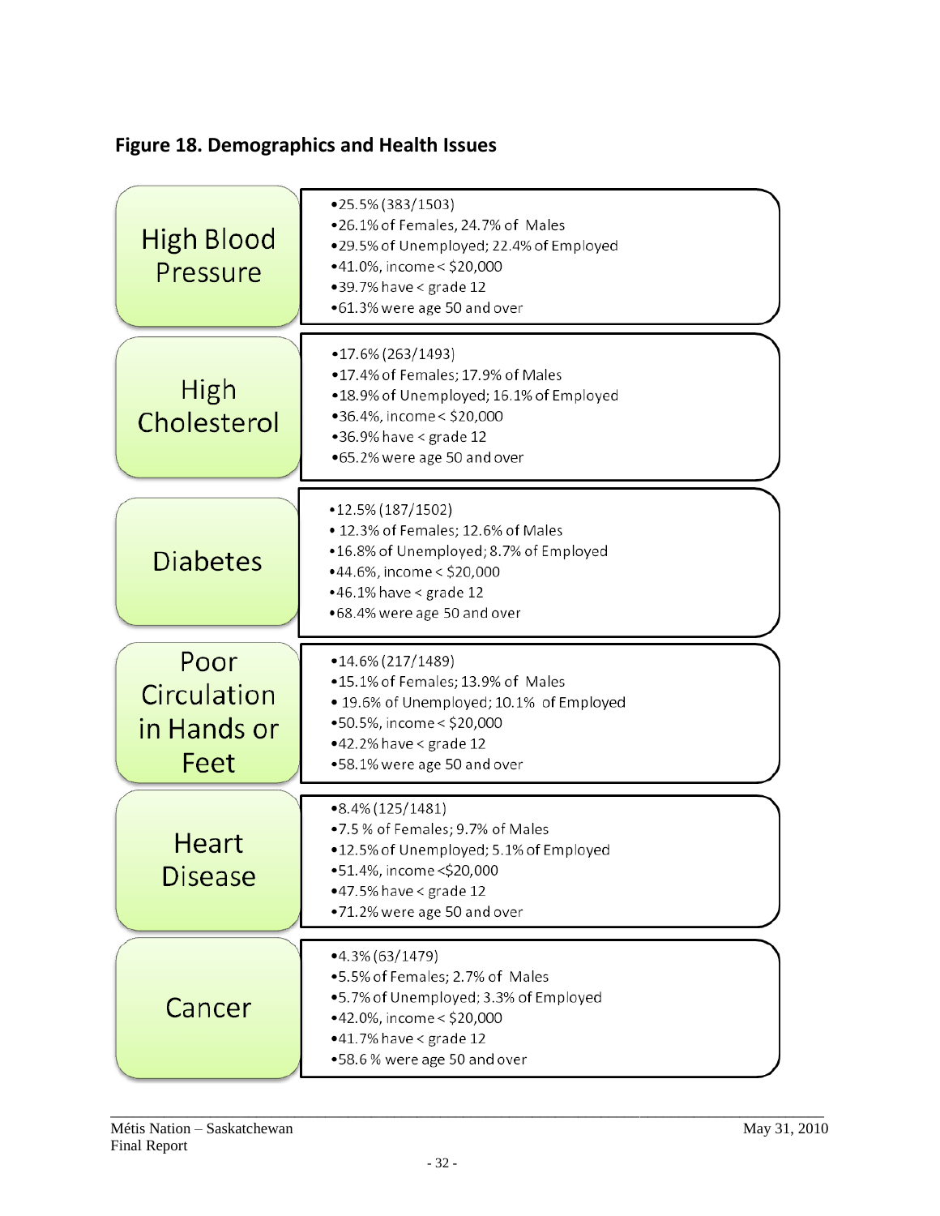**Figure 18. Demographics and Health Issues**

### High Blood Pressure

- 25.5% (383/1503)
- 26.1% of Females, 24.7% of Males
- 29.5% of Unemployed; 22.4% of Employed
- 41.0%, income < $20,000
- 39.7% have < grade 12
- 61.3% were age 50 and over

### High Cholesterol

- 17.6% (263/1493)
- 17.4% of Females; 17.9% of Males
- 18.9% of Unemployed; 16.1% of Employed
- 36.4%, income < $20,000
- 36.9% have < grade 12
- 65.2% were age 50 and over

### Diabetes

- 12.5% (187/1502)
- 12.3% of Females; 12.6% of Males
- 16.8% of Unemployed; 8.7% of Employed
- 44.6%, income < $20,000
- 46.1% have < grade 12
- 68.4% were age 50 and over

### Poor Circulation in Hands or Feet

- 14.6% (217/1489)
- 15.1% of Females; 13.9% of Males
- 19.6% of Unemployed; 10.1% of Employed
- 50.5%, income < $20,000
- 42.2% have < grade 12
- 58.1% were age 50 and over

### Heart Disease

- 8.4% (125/1481)
- 7.5 % of Females; 9.7% of Males
- 12.5% of Unemployed; 5.1% of Employed
- 51.4%, income <$20,000
- 47.5% have < grade 12
- 71.2% were age 50 and over

### Cancer

- 4.3% (63/1479)
- 5.5% of Females; 2.7% of Males
- 5.7% of Unemployed; 3.3% of Employed
- 42.0%, income < $20,000
- 41.7% have < grade 12
- 58.6 % were age 50 and over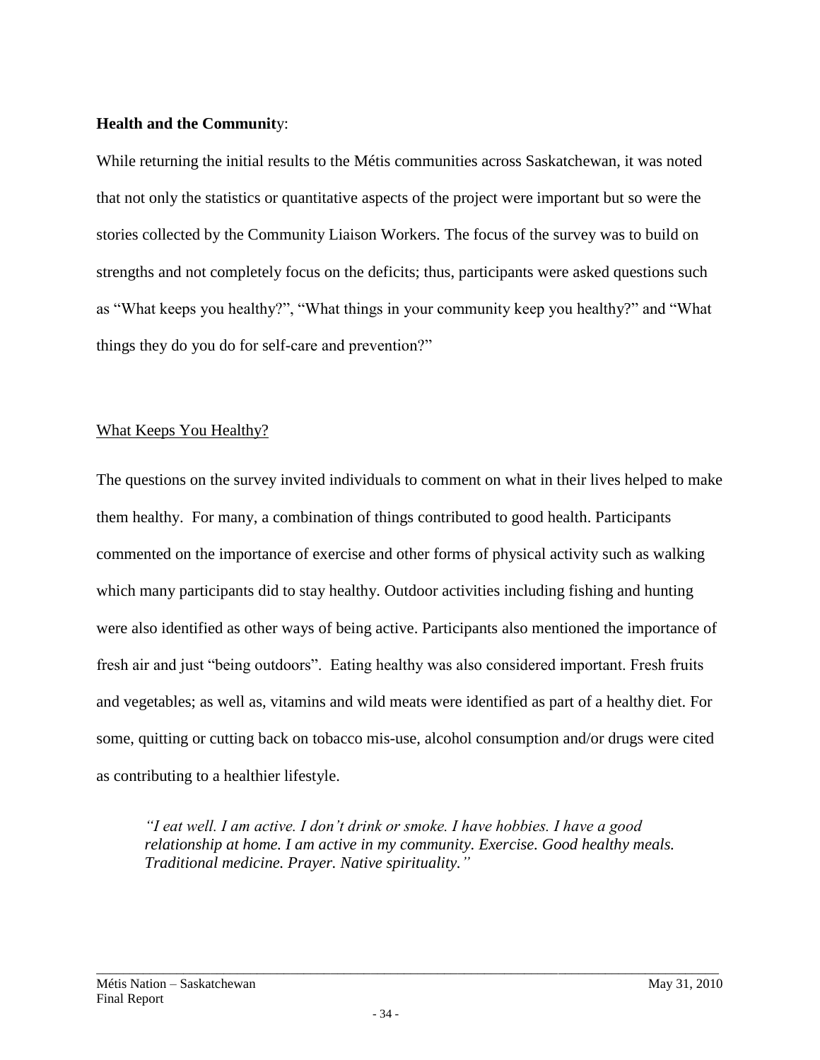**Health and the Community**:

While returning the initial results to the Métis communities across Saskatchewan, it was noted that not only the statistics or quantitative aspects of the project were important but so were the stories collected by the Community Liaison Workers. The focus of the survey was to build on strengths and not completely focus on the deficits; thus, participants were asked questions such as "What keeps you healthy?", "What things in your community keep you healthy?" and "What things they do you do for self-care and prevention?"

What Keeps You Healthy?

The questions on the survey invited individuals to comment on what in their lives helped to make them healthy. For many, a combination of things contributed to good health. Participants commented on the importance of exercise and other forms of physical activity such as walking which many participants did to stay healthy. Outdoor activities including fishing and hunting were also identified as other ways of being active. Participants also mentioned the importance of fresh air and just "being outdoors". Eating healthy was also considered important. Fresh fruits and vegetables; as well as, vitamins and wild meats were identified as part of a healthy diet. For some, quitting or cutting back on tobacco mis-use, alcohol consumption and/or drugs were cited as contributing to a healthier lifestyle.

> *"I eat well. I am active. I don't drink or smoke. I have hobbies. I have a good relationship at home. I am active in my community. Exercise. Good healthy meals. Traditional medicine. Prayer. Native spirituality."*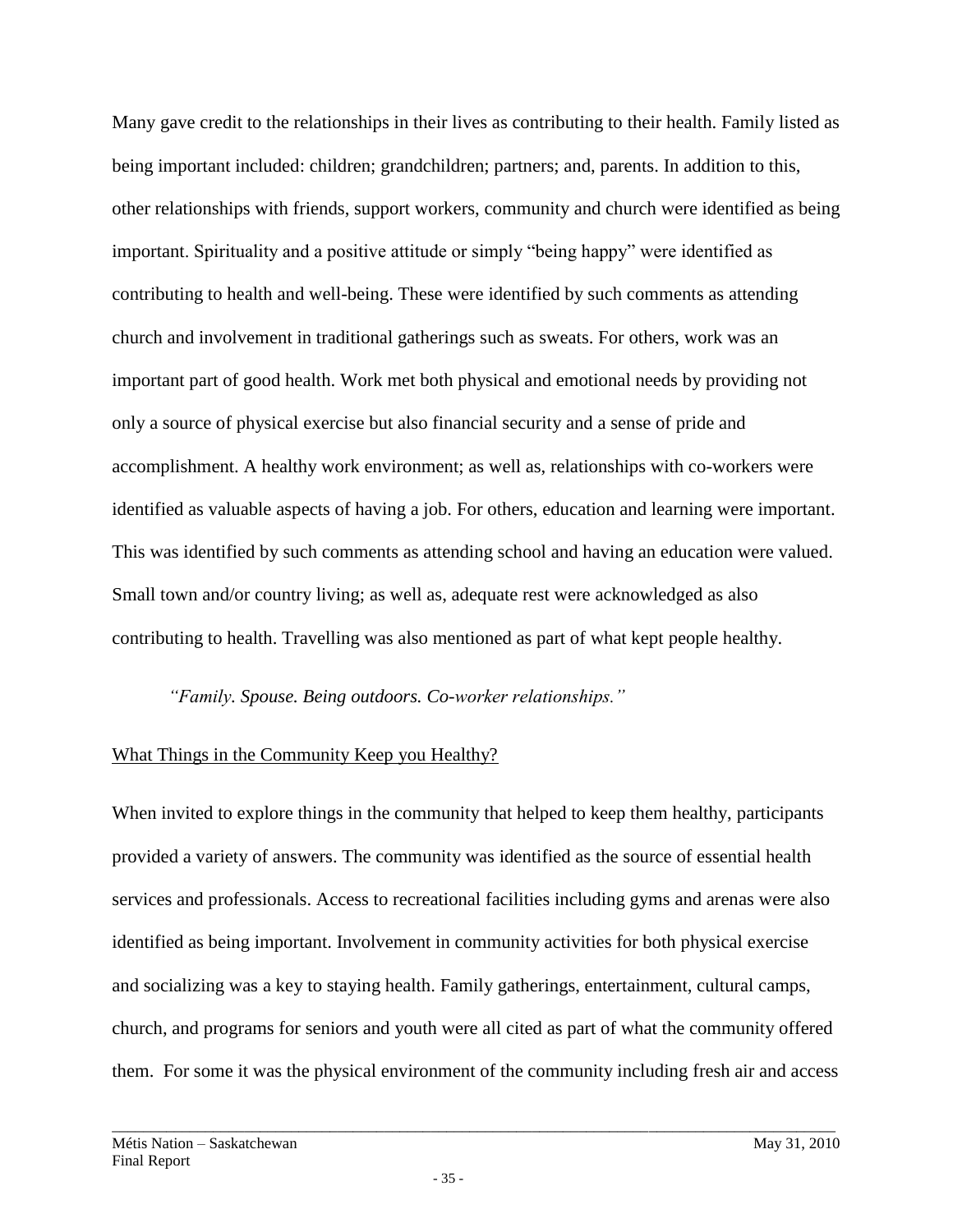Many gave credit to the relationships in their lives as contributing to their health. Family listed as being important included: children; grandchildren; partners; and, parents. In addition to this, other relationships with friends, support workers, community and church were identified as being important. Spirituality and a positive attitude or simply "being happy" were identified as contributing to health and well-being. These were identified by such comments as attending church and involvement in traditional gatherings such as sweats. For others, work was an important part of good health. Work met both physical and emotional needs by providing not only a source of physical exercise but also financial security and a sense of pride and accomplishment. A healthy work environment; as well as, relationships with co-workers were identified as valuable aspects of having a job. For others, education and learning were important. This was identified by such comments as attending school and having an education were valued. Small town and/or country living; as well as, adequate rest were acknowledged as also contributing to health. Travelling was also mentioned as part of what kept people healthy.

> *"Family. Spouse. Being outdoors. Co-worker relationships."*

<u>What Things in the Community Keep you Healthy?</u>

When invited to explore things in the community that helped to keep them healthy, participants provided a variety of answers. The community was identified as the source of essential health services and professionals. Access to recreational facilities including gyms and arenas were also identified as being important. Involvement in community activities for both physical exercise and socializing was a key to staying health. Family gatherings, entertainment, cultural camps, church, and programs for seniors and youth were all cited as part of what the community offered them. For some it was the physical environment of the community including fresh air and access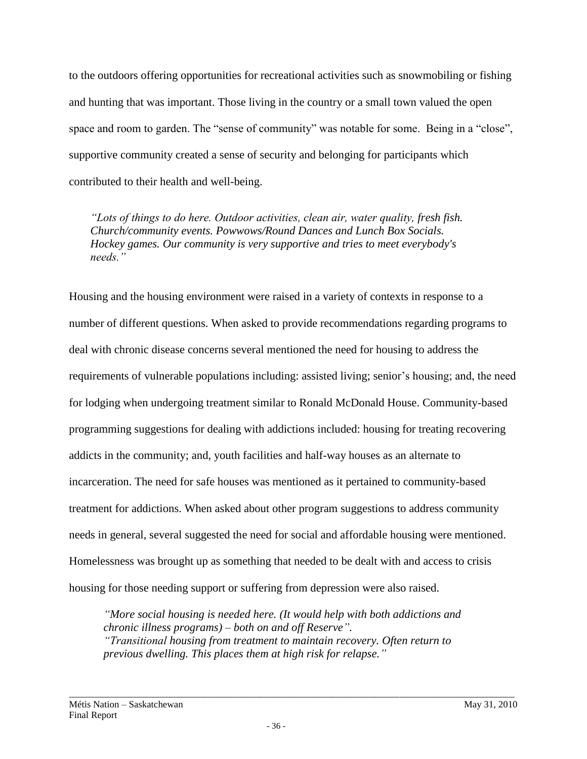to the outdoors offering opportunities for recreational activities such as snowmobiling or fishing and hunting that was important. Those living in the country or a small town valued the open space and room to garden. The "sense of community" was notable for some. Being in a "close", supportive community created a sense of security and belonging for participants which contributed to their health and well-being.

> *"Lots of things to do here. Outdoor activities, clean air, water quality, fresh fish. Church/community events. Powwows/Round Dances and Lunch Box Socials. Hockey games. Our community is very supportive and tries to meet everybody's needs."*

Housing and the housing environment were raised in a variety of contexts in response to a number of different questions. When asked to provide recommendations regarding programs to deal with chronic disease concerns several mentioned the need for housing to address the requirements of vulnerable populations including: assisted living; senior's housing; and, the need for lodging when undergoing treatment similar to Ronald McDonald House. Community-based programming suggestions for dealing with addictions included: housing for treating recovering addicts in the community; and, youth facilities and half-way houses as an alternate to incarceration. The need for safe houses was mentioned as it pertained to community-based treatment for addictions. When asked about other program suggestions to address community needs in general, several suggested the need for social and affordable housing were mentioned. Homelessness was brought up as something that needed to be dealt with and access to crisis housing for those needing support or suffering from depression were also raised.

> *"More social housing is needed here. (It would help with both addictions and chronic illness programs) – both on and off Reserve".*
> *"Transitional housing from treatment to maintain recovery. Often return to previous dwelling. This places them at high risk for relapse."*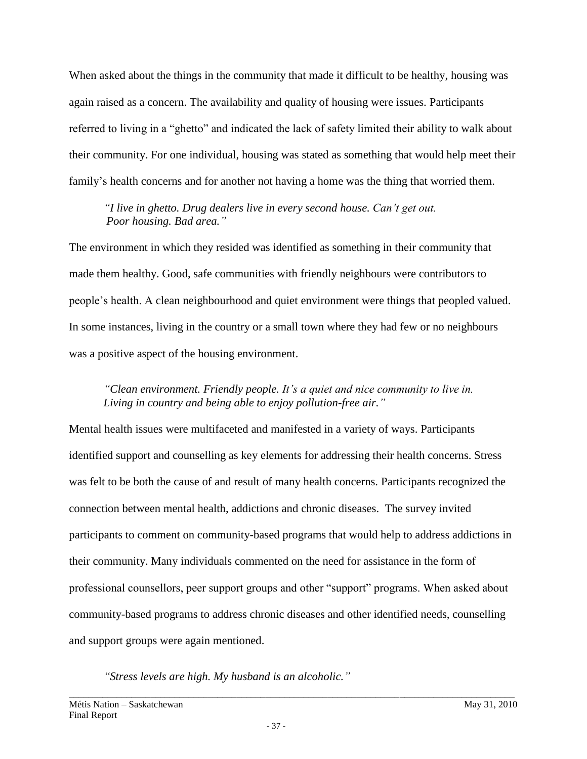When asked about the things in the community that made it difficult to be healthy, housing was again raised as a concern. The availability and quality of housing were issues. Participants referred to living in a "ghetto" and indicated the lack of safety limited their ability to walk about their community. For one individual, housing was stated as something that would help meet their family's health concerns and for another not having a home was the thing that worried them.

> *"I live in ghetto. Drug dealers live in every second house. Can't get out. Poor housing. Bad area."*

The environment in which they resided was identified as something in their community that made them healthy. Good, safe communities with friendly neighbours were contributors to people's health. A clean neighbourhood and quiet environment were things that peopled valued. In some instances, living in the country or a small town where they had few or no neighbours was a positive aspect of the housing environment.

> *"Clean environment. Friendly people. It's a quiet and nice community to live in. Living in country and being able to enjoy pollution-free air."*

Mental health issues were multifaceted and manifested in a variety of ways. Participants identified support and counselling as key elements for addressing their health concerns. Stress was felt to be both the cause of and result of many health concerns. Participants recognized the connection between mental health, addictions and chronic diseases. The survey invited participants to comment on community-based programs that would help to address addictions in their community. Many individuals commented on the need for assistance in the form of professional counsellors, peer support groups and other "support" programs. When asked about community-based programs to address chronic diseases and other identified needs, counselling and support groups were again mentioned.

> *"Stress levels are high. My husband is an alcoholic."*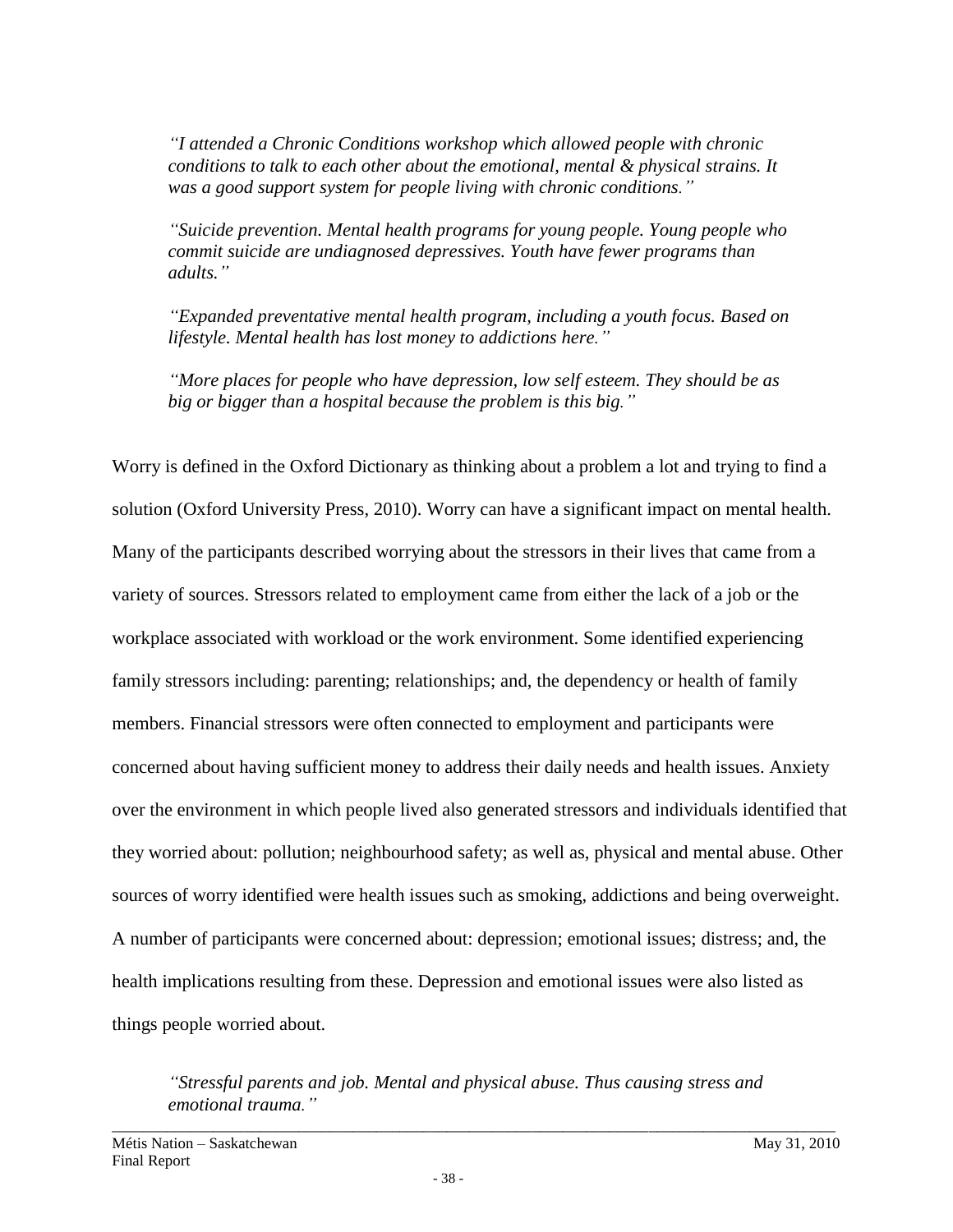*"I attended a Chronic Conditions workshop which allowed people with chronic conditions to talk to each other about the emotional, mental & physical strains. It was a good support system for people living with chronic conditions."*

*"Suicide prevention. Mental health programs for young people. Young people who commit suicide are undiagnosed depressives. Youth have fewer programs than adults."*

*"Expanded preventative mental health program, including a youth focus. Based on lifestyle. Mental health has lost money to addictions here."*

*"More places for people who have depression, low self esteem. They should be as big or bigger than a hospital because the problem is this big."*

Worry is defined in the Oxford Dictionary as thinking about a problem a lot and trying to find a solution (Oxford University Press, 2010). Worry can have a significant impact on mental health. Many of the participants described worrying about the stressors in their lives that came from a variety of sources. Stressors related to employment came from either the lack of a job or the workplace associated with workload or the work environment. Some identified experiencing family stressors including: parenting; relationships; and, the dependency or health of family members. Financial stressors were often connected to employment and participants were concerned about having sufficient money to address their daily needs and health issues. Anxiety over the environment in which people lived also generated stressors and individuals identified that they worried about: pollution; neighbourhood safety; as well as, physical and mental abuse. Other sources of worry identified were health issues such as smoking, addictions and being overweight. A number of participants were concerned about: depression; emotional issues; distress; and, the health implications resulting from these. Depression and emotional issues were also listed as things people worried about.

*"Stressful parents and job. Mental and physical abuse. Thus causing stress and emotional trauma."*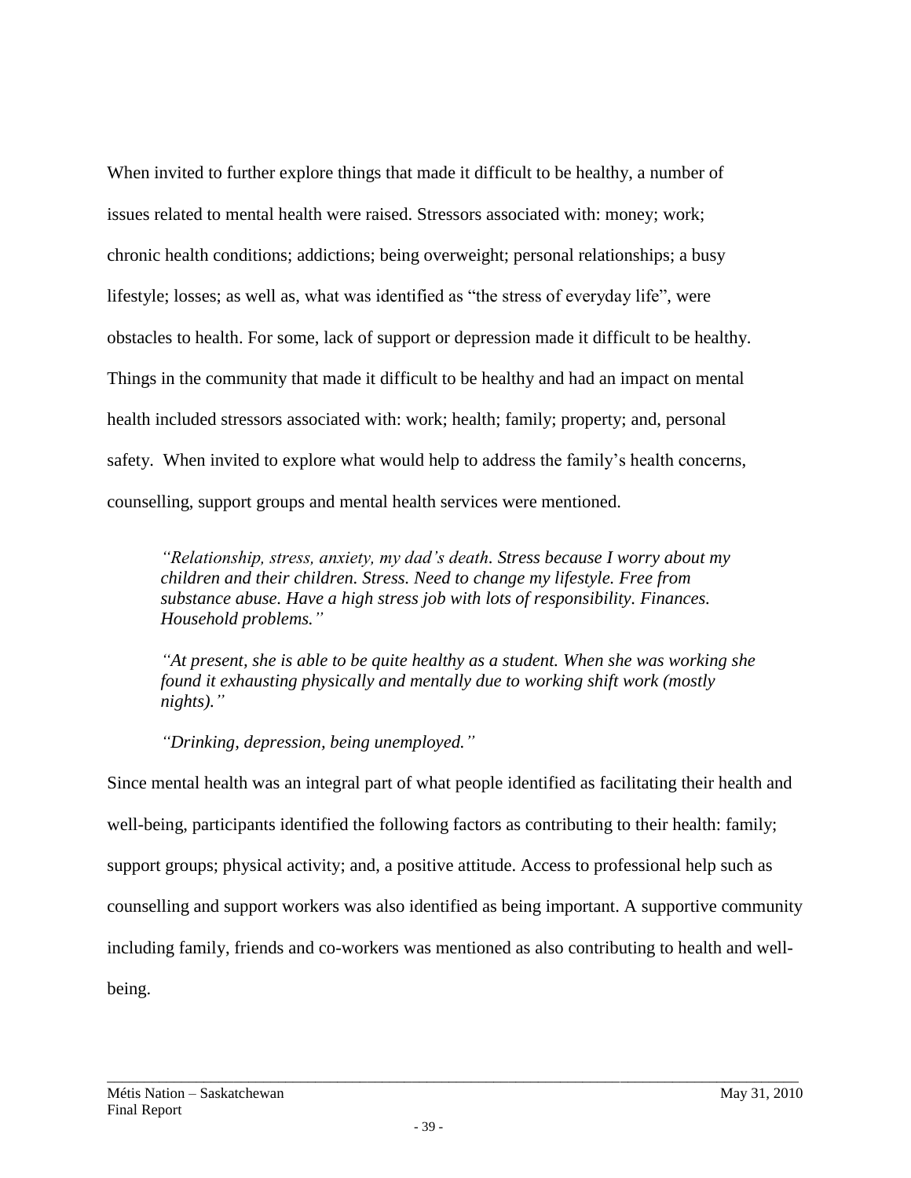When invited to further explore things that made it difficult to be healthy, a number of issues related to mental health were raised. Stressors associated with: money; work; chronic health conditions; addictions; being overweight; personal relationships; a busy lifestyle; losses; as well as, what was identified as "the stress of everyday life", were obstacles to health. For some, lack of support or depression made it difficult to be healthy. Things in the community that made it difficult to be healthy and had an impact on mental health included stressors associated with: work; health; family; property; and, personal safety. When invited to explore what would help to address the family's health concerns, counselling, support groups and mental health services were mentioned.

> *"Relationship, stress, anxiety, my dad's death. Stress because I worry about my children and their children. Stress. Need to change my lifestyle. Free from substance abuse. Have a high stress job with lots of responsibility. Finances. Household problems."*
>
> *"At present, she is able to be quite healthy as a student. When she was working she found it exhausting physically and mentally due to working shift work (mostly nights)."*
>
> *"Drinking, depression, being unemployed."*

Since mental health was an integral part of what people identified as facilitating their health and well-being, participants identified the following factors as contributing to their health: family; support groups; physical activity; and, a positive attitude. Access to professional help such as counselling and support workers was also identified as being important. A supportive community including family, friends and co-workers was mentioned as also contributing to health and well-being.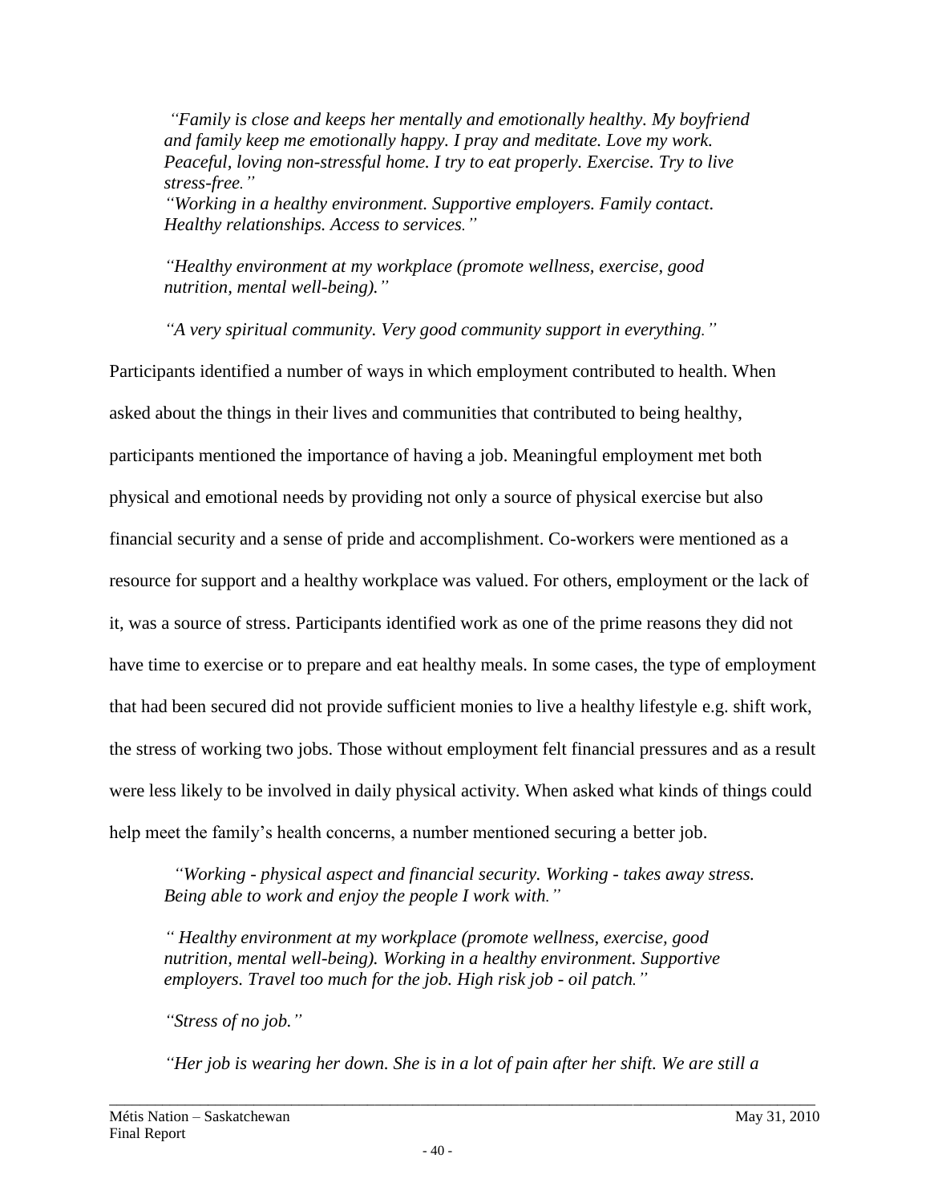*"Family is close and keeps her mentally and emotionally healthy. My boyfriend and family keep me emotionally happy. I pray and meditate. Love my work. Peaceful, loving non-stressful home. I try to eat properly. Exercise. Try to live stress-free."*
*"Working in a healthy environment. Supportive employers. Family contact. Healthy relationships. Access to services."*

*"Healthy environment at my workplace (promote wellness, exercise, good nutrition, mental well-being)."*

*"A very spiritual community. Very good community support in everything."*

Participants identified a number of ways in which employment contributed to health. When asked about the things in their lives and communities that contributed to being healthy, participants mentioned the importance of having a job. Meaningful employment met both physical and emotional needs by providing not only a source of physical exercise but also financial security and a sense of pride and accomplishment. Co-workers were mentioned as a resource for support and a healthy workplace was valued. For others, employment or the lack of it, was a source of stress. Participants identified work as one of the prime reasons they did not have time to exercise or to prepare and eat healthy meals. In some cases, the type of employment that had been secured did not provide sufficient monies to live a healthy lifestyle e.g. shift work, the stress of working two jobs. Those without employment felt financial pressures and as a result were less likely to be involved in daily physical activity. When asked what kinds of things could help meet the family's health concerns, a number mentioned securing a better job.

*"Working - physical aspect and financial security. Working - takes away stress. Being able to work and enjoy the people I work with."*

*" Healthy environment at my workplace (promote wellness, exercise, good nutrition, mental well-being). Working in a healthy environment. Supportive employers. Travel too much for the job. High risk job - oil patch."*

*"Stress of no job."*

*"Her job is wearing her down. She is in a lot of pain after her shift. We are still a*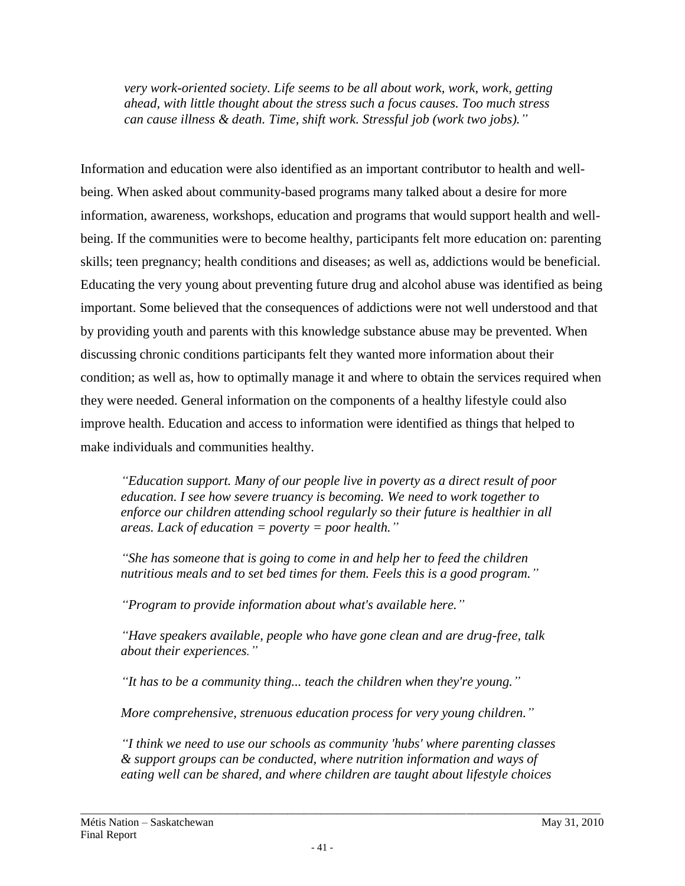*very work-oriented society. Life seems to be all about work, work, work, getting ahead, with little thought about the stress such a focus causes. Too much stress can cause illness & death. Time, shift work. Stressful job (work two jobs)."*

Information and education were also identified as an important contributor to health and well-being. When asked about community-based programs many talked about a desire for more information, awareness, workshops, education and programs that would support health and well-being. If the communities were to become healthy, participants felt more education on: parenting skills; teen pregnancy; health conditions and diseases; as well as, addictions would be beneficial. Educating the very young about preventing future drug and alcohol abuse was identified as being important. Some believed that the consequences of addictions were not well understood and that by providing youth and parents with this knowledge substance abuse may be prevented. When discussing chronic conditions participants felt they wanted more information about their condition; as well as, how to optimally manage it and where to obtain the services required when they were needed. General information on the components of a healthy lifestyle could also improve health. Education and access to information were identified as things that helped to make individuals and communities healthy.

> *"Education support. Many of our people live in poverty as a direct result of poor education. I see how severe truancy is becoming. We need to work together to enforce our children attending school regularly so their future is healthier in all areas. Lack of education = poverty = poor health."*
>
> *"She has someone that is going to come in and help her to feed the children nutritious meals and to set bed times for them. Feels this is a good program."*
>
> *"Program to provide information about what's available here."*
>
> *"Have speakers available, people who have gone clean and are drug-free, talk about their experiences."*
>
> *"It has to be a community thing... teach the children when they're young."*
>
> *More comprehensive, strenuous education process for very young children."*
>
> *"I think we need to use our schools as community 'hubs' where parenting classes & support groups can be conducted, where nutrition information and ways of eating well can be shared, and where children are taught about lifestyle choices*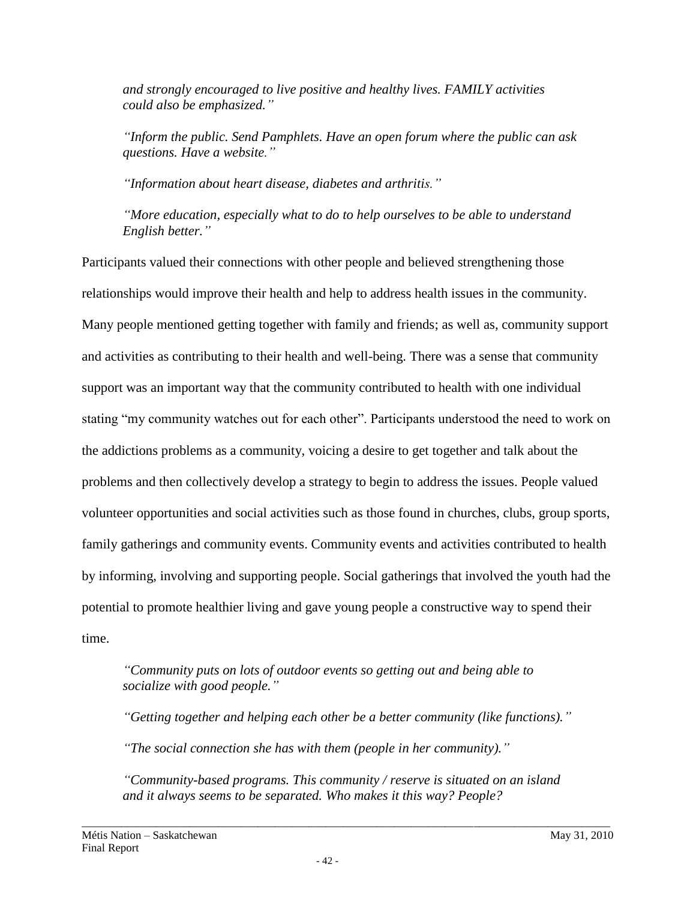*and strongly encouraged to live positive and healthy lives. FAMILY activities could also be emphasized."*

*"Inform the public. Send Pamphlets. Have an open forum where the public can ask questions. Have a website."*

*"Information about heart disease, diabetes and arthritis."*

*"More education, especially what to do to help ourselves to be able to understand English better."*

Participants valued their connections with other people and believed strengthening those relationships would improve their health and help to address health issues in the community. Many people mentioned getting together with family and friends; as well as, community support and activities as contributing to their health and well-being. There was a sense that community support was an important way that the community contributed to health with one individual stating "my community watches out for each other". Participants understood the need to work on the addictions problems as a community, voicing a desire to get together and talk about the problems and then collectively develop a strategy to begin to address the issues. People valued volunteer opportunities and social activities such as those found in churches, clubs, group sports, family gatherings and community events. Community events and activities contributed to health by informing, involving and supporting people. Social gatherings that involved the youth had the potential to promote healthier living and gave young people a constructive way to spend their time.

*"Community puts on lots of outdoor events so getting out and being able to socialize with good people."*

*"Getting together and helping each other be a better community (like functions)."*

*"The social connection she has with them (people in her community)."*

*"Community-based programs. This community / reserve is situated on an island and it always seems to be separated. Who makes it this way? People?*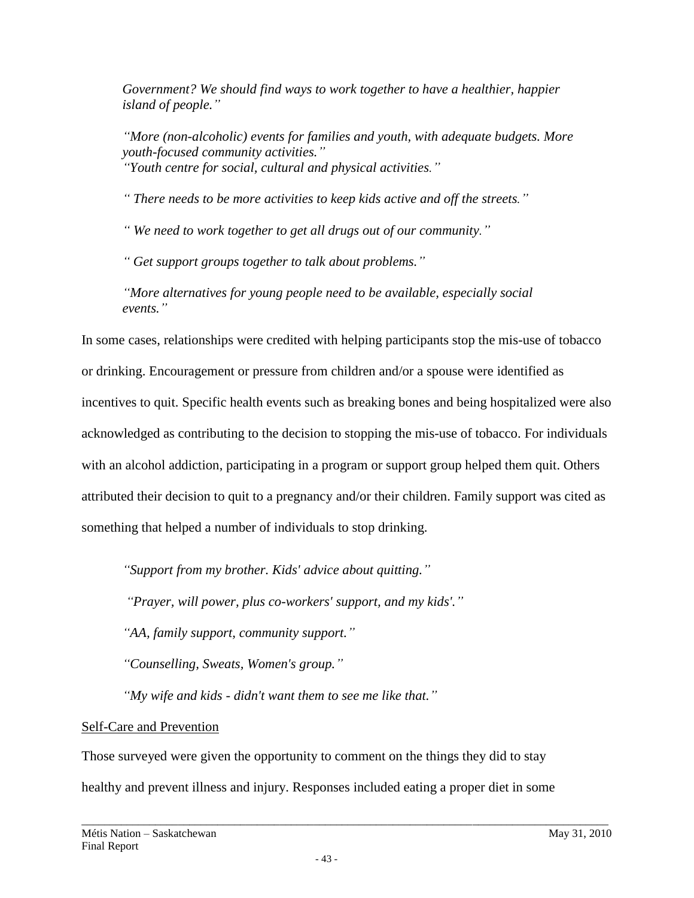*Government? We should find ways to work together to have a healthier, happier island of people."*

*"More (non-alcoholic) events for families and youth, with adequate budgets. More youth-focused community activities."*
*"Youth centre for social, cultural and physical activities."*

*" There needs to be more activities to keep kids active and off the streets."*

*" We need to work together to get all drugs out of our community."*

*" Get support groups together to talk about problems."*

*"More alternatives for young people need to be available, especially social events."*

In some cases, relationships were credited with helping participants stop the mis-use of tobacco or drinking. Encouragement or pressure from children and/or a spouse were identified as incentives to quit. Specific health events such as breaking bones and being hospitalized were also acknowledged as contributing to the decision to stopping the mis-use of tobacco. For individuals with an alcohol addiction, participating in a program or support group helped them quit. Others attributed their decision to quit to a pregnancy and/or their children. Family support was cited as something that helped a number of individuals to stop drinking.

*"Support from my brother. Kids' advice about quitting."*

*"Prayer, will power, plus co-workers' support, and my kids'."*

*"AA, family support, community support."*

*"Counselling, Sweats, Women's group."*

*"My wife and kids - didn't want them to see me like that."*

<u>Self-Care and Prevention</u>

Those surveyed were given the opportunity to comment on the things they did to stay healthy and prevent illness and injury. Responses included eating a proper diet in some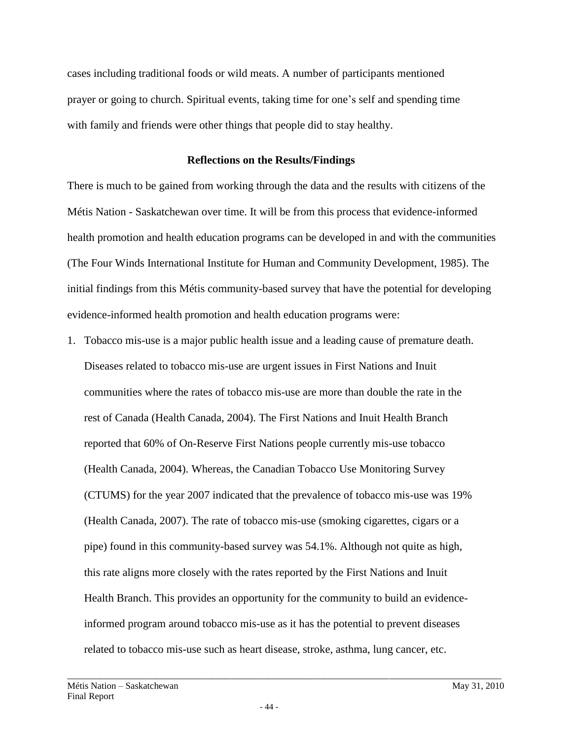cases including traditional foods or wild meats. A number of participants mentioned prayer or going to church. Spiritual events, taking time for one's self and spending time with family and friends were other things that people did to stay healthy.

## Reflections on the Results/Findings

There is much to be gained from working through the data and the results with citizens of the Métis Nation - Saskatchewan over time. It will be from this process that evidence-informed health promotion and health education programs can be developed in and with the communities (The Four Winds International Institute for Human and Community Development, 1985). The initial findings from this Métis community-based survey that have the potential for developing evidence-informed health promotion and health education programs were:

1. Tobacco mis-use is a major public health issue and a leading cause of premature death. Diseases related to tobacco mis-use are urgent issues in First Nations and Inuit communities where the rates of tobacco mis-use are more than double the rate in the rest of Canada (Health Canada, 2004). The First Nations and Inuit Health Branch reported that 60% of On-Reserve First Nations people currently mis-use tobacco (Health Canada, 2004). Whereas, the Canadian Tobacco Use Monitoring Survey (CTUMS) for the year 2007 indicated that the prevalence of tobacco mis-use was 19% (Health Canada, 2007). The rate of tobacco mis-use (smoking cigarettes, cigars or a pipe) found in this community-based survey was 54.1%. Although not quite as high, this rate aligns more closely with the rates reported by the First Nations and Inuit Health Branch. This provides an opportunity for the community to build an evidence-informed program around tobacco mis-use as it has the potential to prevent diseases related to tobacco mis-use such as heart disease, stroke, asthma, lung cancer, etc.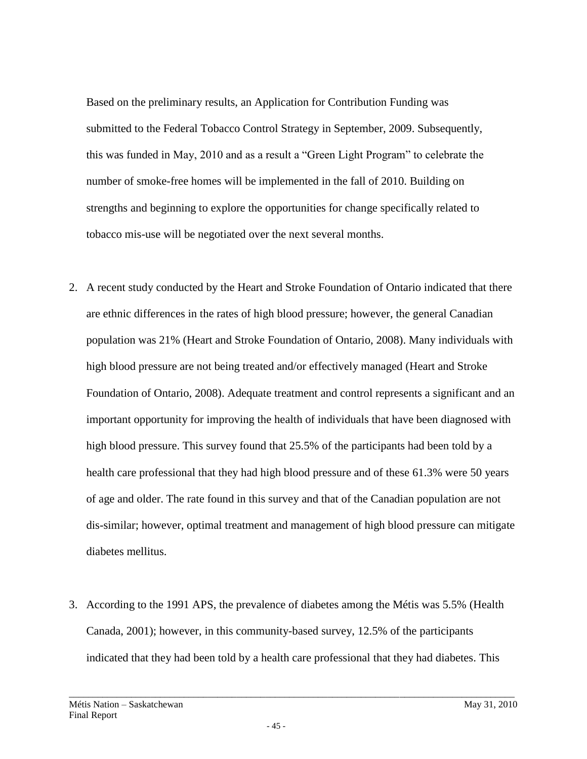Based on the preliminary results, an Application for Contribution Funding was submitted to the Federal Tobacco Control Strategy in September, 2009. Subsequently, this was funded in May, 2010 and as a result a "Green Light Program" to celebrate the number of smoke-free homes will be implemented in the fall of 2010. Building on strengths and beginning to explore the opportunities for change specifically related to tobacco mis-use will be negotiated over the next several months.

2. A recent study conducted by the Heart and Stroke Foundation of Ontario indicated that there are ethnic differences in the rates of high blood pressure; however, the general Canadian population was 21% (Heart and Stroke Foundation of Ontario, 2008). Many individuals with high blood pressure are not being treated and/or effectively managed (Heart and Stroke Foundation of Ontario, 2008). Adequate treatment and control represents a significant and an important opportunity for improving the health of individuals that have been diagnosed with high blood pressure. This survey found that 25.5% of the participants had been told by a health care professional that they had high blood pressure and of these 61.3% were 50 years of age and older. The rate found in this survey and that of the Canadian population are not dis-similar; however, optimal treatment and management of high blood pressure can mitigate diabetes mellitus.

3. According to the 1991 APS, the prevalence of diabetes among the Métis was 5.5% (Health Canada, 2001); however, in this community-based survey, 12.5% of the participants indicated that they had been told by a health care professional that they had diabetes. This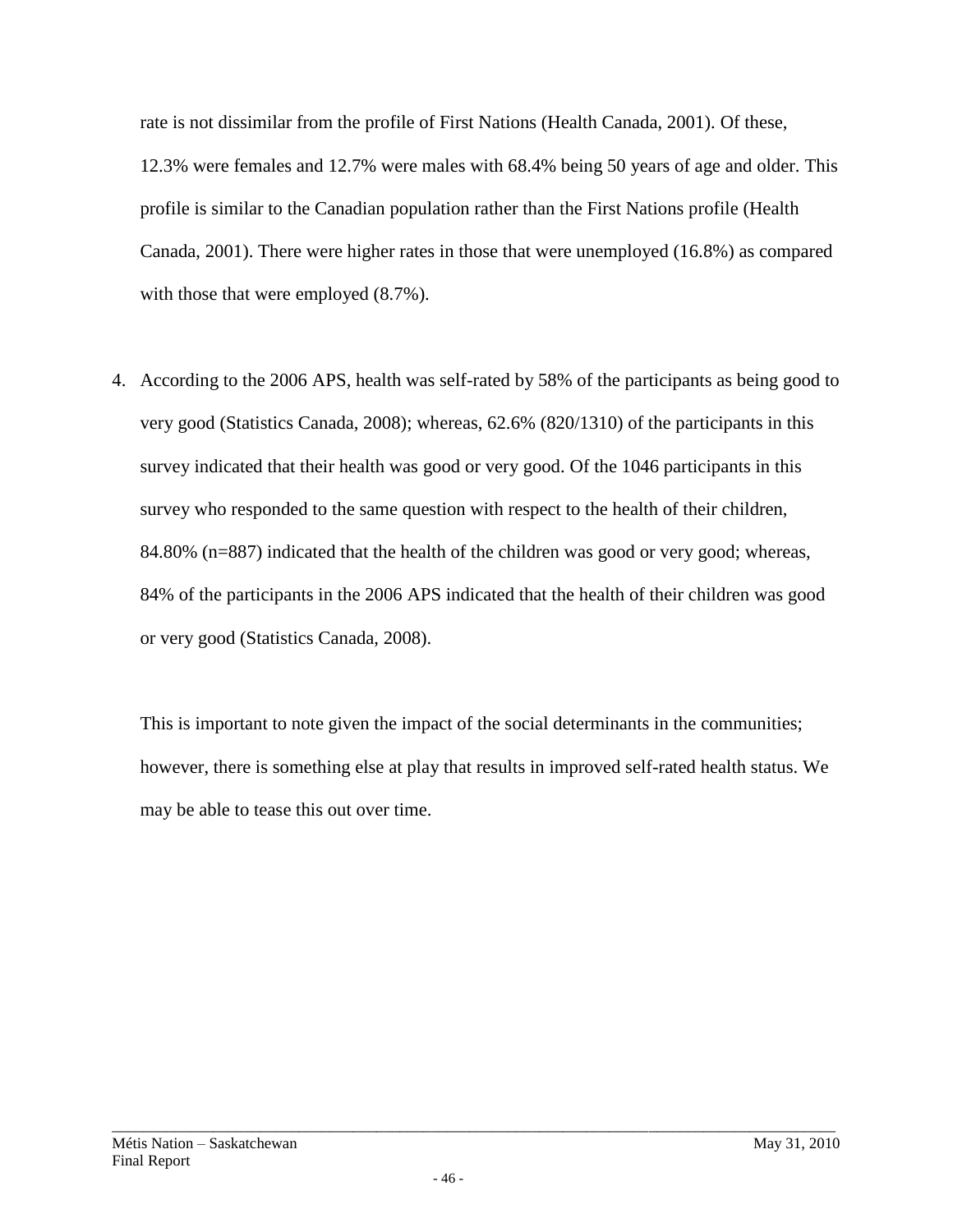rate is not dissimilar from the profile of First Nations (Health Canada, 2001). Of these, 12.3% were females and 12.7% were males with 68.4% being 50 years of age and older. This profile is similar to the Canadian population rather than the First Nations profile (Health Canada, 2001). There were higher rates in those that were unemployed (16.8%) as compared with those that were employed (8.7%).

4. According to the 2006 APS, health was self-rated by 58% of the participants as being good to very good (Statistics Canada, 2008); whereas, 62.6% (820/1310) of the participants in this survey indicated that their health was good or very good. Of the 1046 participants in this survey who responded to the same question with respect to the health of their children, 84.80% (n=887) indicated that the health of the children was good or very good; whereas, 84% of the participants in the 2006 APS indicated that the health of their children was good or very good (Statistics Canada, 2008).

   This is important to note given the impact of the social determinants in the communities; however, there is something else at play that results in improved self-rated health status. We may be able to tease this out over time.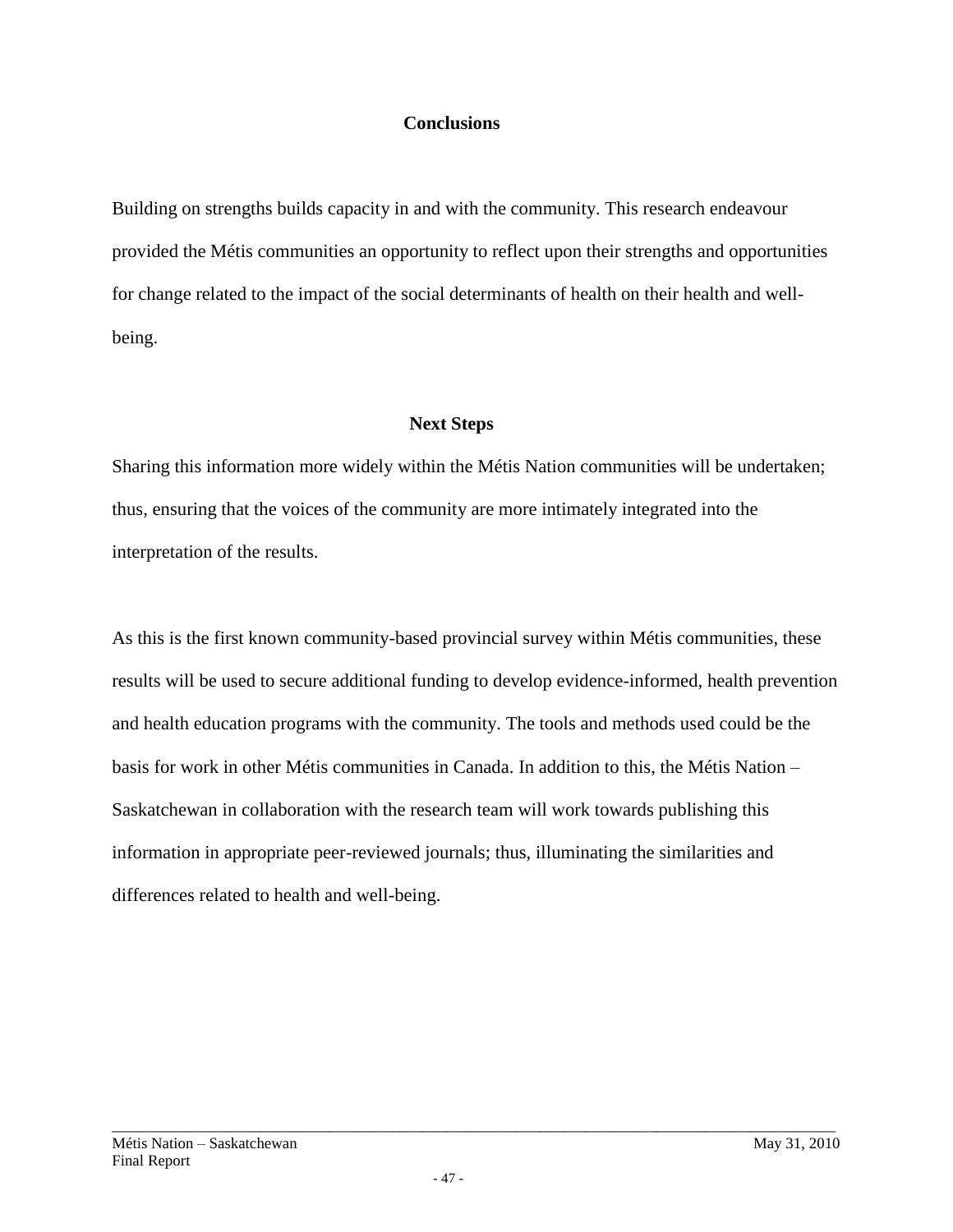## Conclusions

Building on strengths builds capacity in and with the community. This research endeavour provided the Métis communities an opportunity to reflect upon their strengths and opportunities for change related to the impact of the social determinants of health on their health and well-being.

## Next Steps

Sharing this information more widely within the Métis Nation communities will be undertaken; thus, ensuring that the voices of the community are more intimately integrated into the interpretation of the results.

As this is the first known community-based provincial survey within Métis communities, these results will be used to secure additional funding to develop evidence-informed, health prevention and health education programs with the community. The tools and methods used could be the basis for work in other Métis communities in Canada. In addition to this, the Métis Nation – Saskatchewan in collaboration with the research team will work towards publishing this information in appropriate peer-reviewed journals; thus, illuminating the similarities and differences related to health and well-being.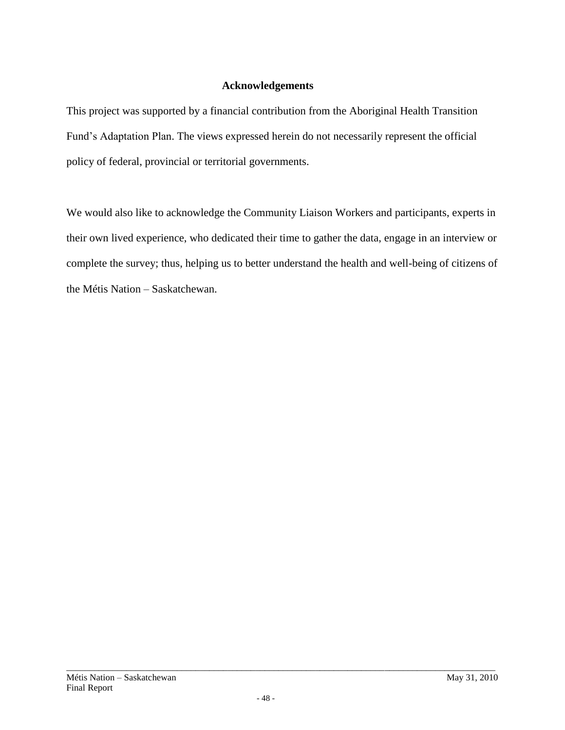## Acknowledgements

This project was supported by a financial contribution from the Aboriginal Health Transition Fund’s Adaptation Plan. The views expressed herein do not necessarily represent the official policy of federal, provincial or territorial governments.

We would also like to acknowledge the Community Liaison Workers and participants, experts in their own lived experience, who dedicated their time to gather the data, engage in an interview or complete the survey; thus, helping us to better understand the health and well-being of citizens of the Métis Nation – Saskatchewan.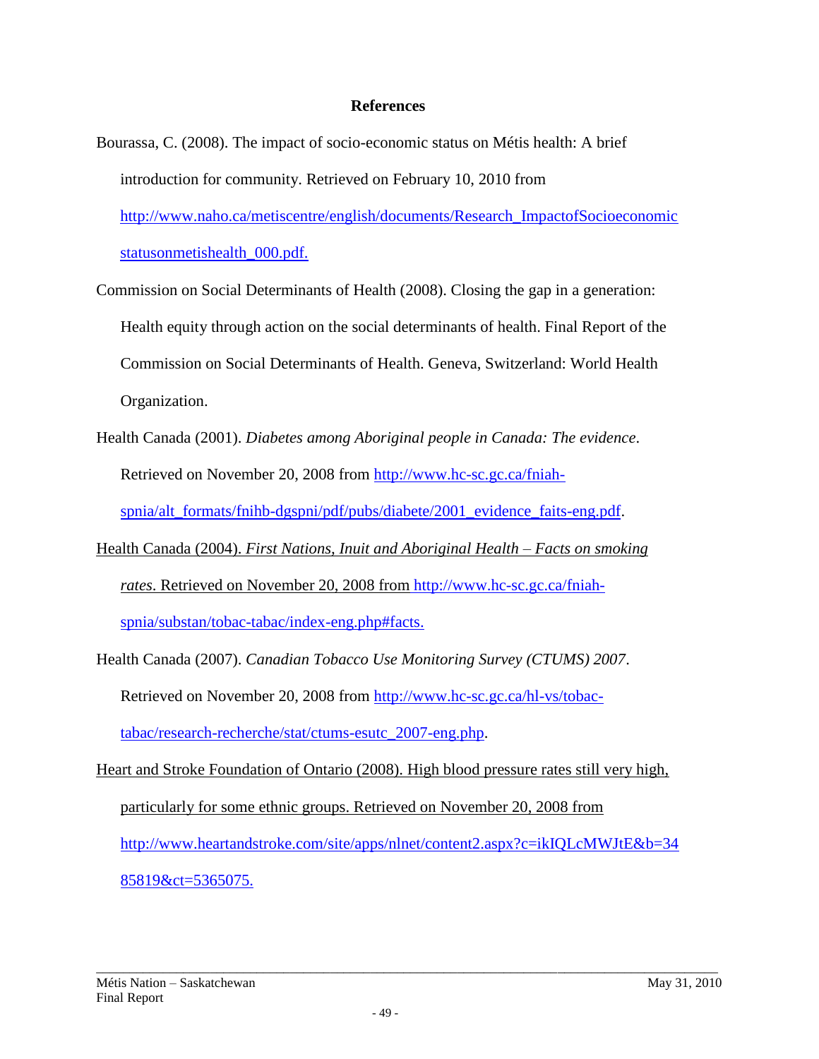## References

Bourassa, C. (2008). The impact of socio-economic status on Métis health: A brief introduction for community. Retrieved on February 10, 2010 from http://www.naho.ca/metiscentre/english/documents/Research_ImpactofSocioeconomicstatusonmetishealth_000.pdf.

Commission on Social Determinants of Health (2008). Closing the gap in a generation: Health equity through action on the social determinants of health. Final Report of the Commission on Social Determinants of Health. Geneva, Switzerland: World Health Organization.

Health Canada (2001). *Diabetes among Aboriginal people in Canada: The evidence*. Retrieved on November 20, 2008 from http://www.hc-sc.gc.ca/fniah-spnia/alt_formats/fnihb-dgspni/pdf/pubs/diabete/2001_evidence_faits-eng.pdf.

Health Canada (2004). *First Nations, Inuit and Aboriginal Health – Facts on smoking rates*. Retrieved on November 20, 2008 from http://www.hc-sc.gc.ca/fniah-spnia/substan/tobac-tabac/index-eng.php#facts.

Health Canada (2007). *Canadian Tobacco Use Monitoring Survey (CTUMS) 2007*. Retrieved on November 20, 2008 from http://www.hc-sc.gc.ca/hl-vs/tobac-tabac/research-recherche/stat/ctums-esutc_2007-eng.php.

Heart and Stroke Foundation of Ontario (2008). High blood pressure rates still very high, particularly for some ethnic groups. Retrieved on November 20, 2008 from http://www.heartandstroke.com/site/apps/nlnet/content2.aspx?c=ikIQLcMWJtE&b=3485819&ct=5365075.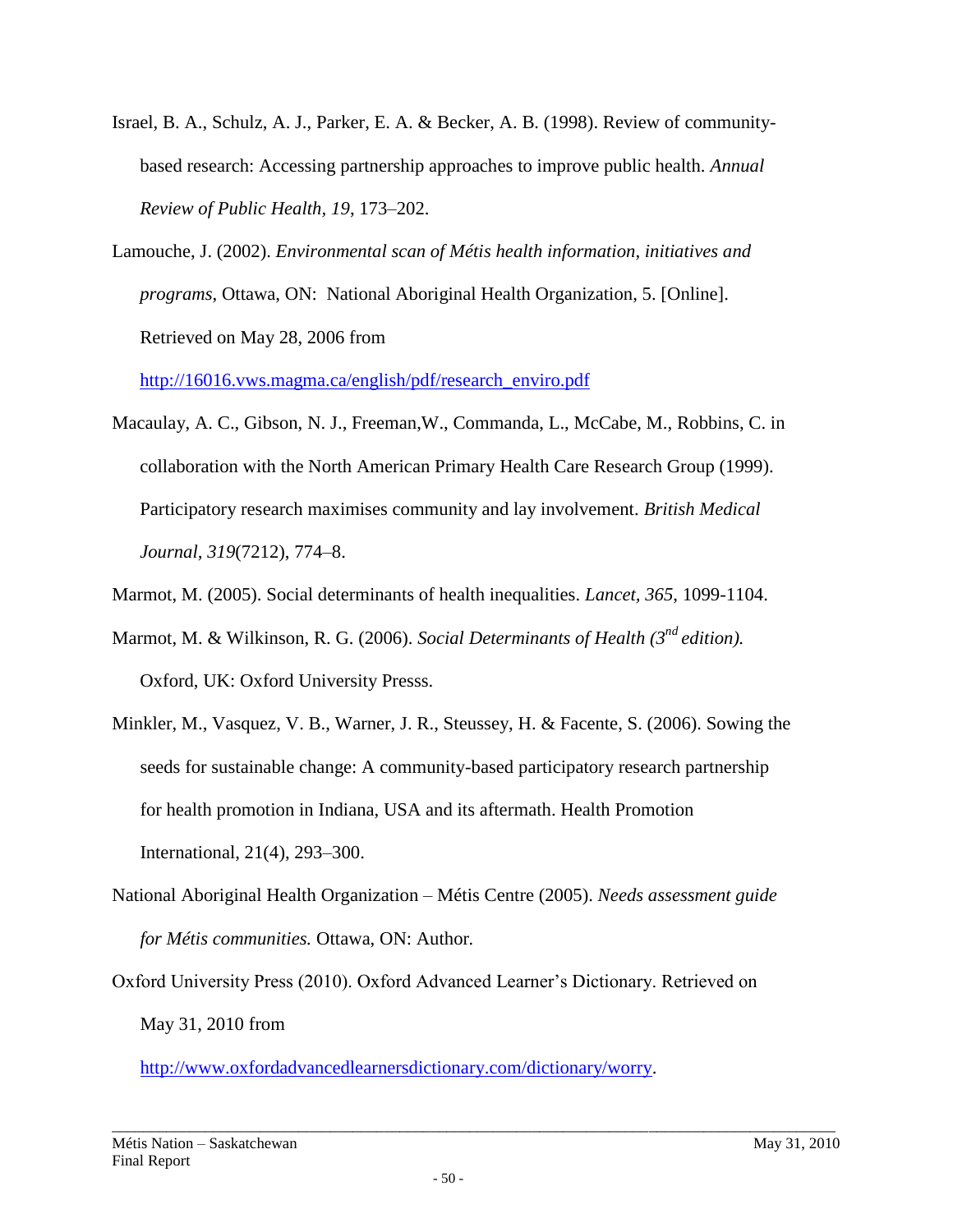Israel, B. A., Schulz, A. J., Parker, E. A. & Becker, A. B. (1998). Review of community-based research: Accessing partnership approaches to improve public health. *Annual Review of Public Health*, *19*, 173–202.

Lamouche, J. (2002). *Environmental scan of Métis health information, initiatives and programs*, Ottawa, ON: National Aboriginal Health Organization, 5. [Online]. Retrieved on May 28, 2006 from http://16016.vws.magma.ca/english/pdf/research_enviro.pdf

Macaulay, A. C., Gibson, N. J., Freeman,W., Commanda, L., McCabe, M., Robbins, C. in collaboration with the North American Primary Health Care Research Group (1999). Participatory research maximises community and lay involvement. *British Medical Journal*, *319*(7212), 774–8.

Marmot, M. (2005). Social determinants of health inequalities. *Lancet, 365*, 1099-1104.

Marmot, M. & Wilkinson, R. G. (2006). *Social Determinants of Health (3rd edition).* Oxford, UK: Oxford University Presss.

Minkler, M., Vasquez, V. B., Warner, J. R., Steussey, H. & Facente, S. (2006). Sowing the seeds for sustainable change: A community-based participatory research partnership for health promotion in Indiana, USA and its aftermath. Health Promotion International, 21(4), 293–300.

National Aboriginal Health Organization – Métis Centre (2005). *Needs assessment guide for Métis communities.* Ottawa, ON: Author.

Oxford University Press (2010). Oxford Advanced Learner's Dictionary. Retrieved on May 31, 2010 from http://www.oxfordadvancedlearnersdictionary.com/dictionary/worry.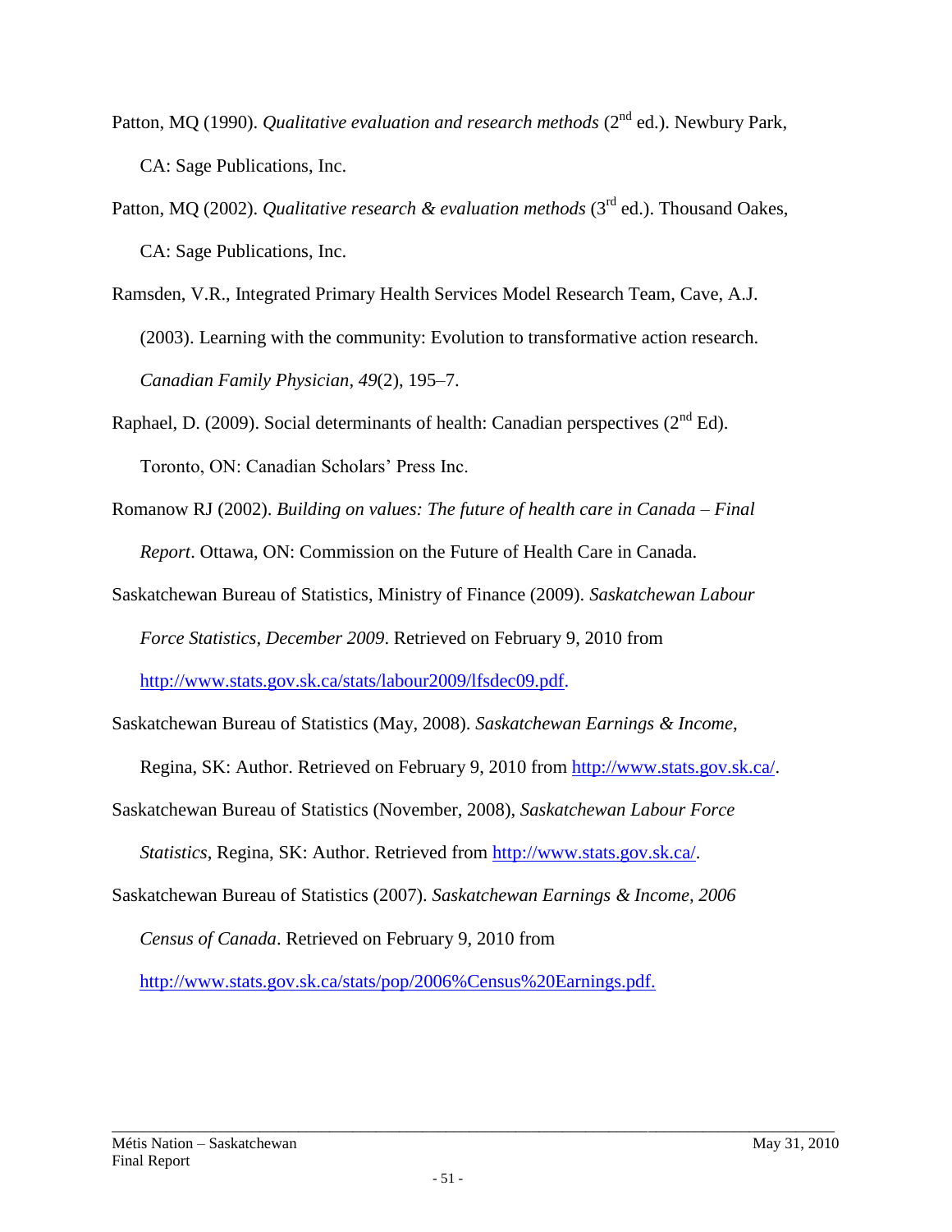Patton, MQ (1990). *Qualitative evaluation and research methods* (2nd ed.). Newbury Park, CA: Sage Publications, Inc.

Patton, MQ (2002). *Qualitative research & evaluation methods* (3rd ed.). Thousand Oakes, CA: Sage Publications, Inc.

Ramsden, V.R., Integrated Primary Health Services Model Research Team, Cave, A.J. (2003). Learning with the community: Evolution to transformative action research. *Canadian Family Physician, 49*(2), 195–7.

Raphael, D. (2009). Social determinants of health: Canadian perspectives (2nd Ed). Toronto, ON: Canadian Scholars' Press Inc.

Romanow RJ (2002). *Building on values: The future of health care in Canada – Final Report*. Ottawa, ON: Commission on the Future of Health Care in Canada.

Saskatchewan Bureau of Statistics, Ministry of Finance (2009). *Saskatchewan Labour Force Statistics, December 2009*. Retrieved on February 9, 2010 from http://www.stats.gov.sk.ca/stats/labour2009/lfsdec09.pdf.

Saskatchewan Bureau of Statistics (May, 2008). *Saskatchewan Earnings & Income*, Regina, SK: Author. Retrieved on February 9, 2010 from http://www.stats.gov.sk.ca/.

Saskatchewan Bureau of Statistics (November, 2008), *Saskatchewan Labour Force Statistics*, Regina, SK: Author. Retrieved from http://www.stats.gov.sk.ca/.

Saskatchewan Bureau of Statistics (2007). *Saskatchewan Earnings & Income, 2006 Census of Canada*. Retrieved on February 9, 2010 from http://www.stats.gov.sk.ca/stats/pop/2006%Census%20Earnings.pdf.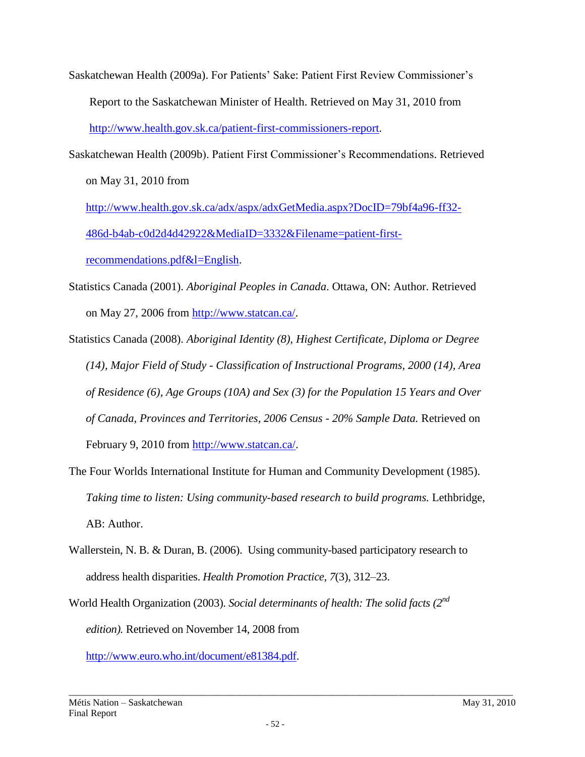Saskatchewan Health (2009a). For Patients' Sake: Patient First Review Commissioner's Report to the Saskatchewan Minister of Health. Retrieved on May 31, 2010 from http://www.health.gov.sk.ca/patient-first-commissioners-report.

Saskatchewan Health (2009b). Patient First Commissioner's Recommendations. Retrieved on May 31, 2010 from http://www.health.gov.sk.ca/adx/aspx/adxGetMedia.aspx?DocID=79bf4a96-ff32-486d-b4ab-c0d2d4d42922&MediaID=3332&Filename=patient-first-recommendations.pdf&l=English.

Statistics Canada (2001). *Aboriginal Peoples in Canada*. Ottawa, ON: Author. Retrieved on May 27, 2006 from http://www.statcan.ca/.

Statistics Canada (2008). *Aboriginal Identity (8), Highest Certificate, Diploma or Degree (14), Major Field of Study - Classification of Instructional Programs, 2000 (14), Area of Residence (6), Age Groups (10A) and Sex (3) for the Population 15 Years and Over of Canada, Provinces and Territories, 2006 Census - 20% Sample Data.* Retrieved on February 9, 2010 from http://www.statcan.ca/.

The Four Worlds International Institute for Human and Community Development (1985). *Taking time to listen: Using community-based research to build programs.* Lethbridge, AB: Author.

Wallerstein, N. B. & Duran, B. (2006). Using community-based participatory research to address health disparities. *Health Promotion Practice, 7*(3), 312–23.

World Health Organization (2003). *Social determinants of health: The solid facts (2nd edition).* Retrieved on November 14, 2008 from http://www.euro.who.int/document/e81384.pdf.